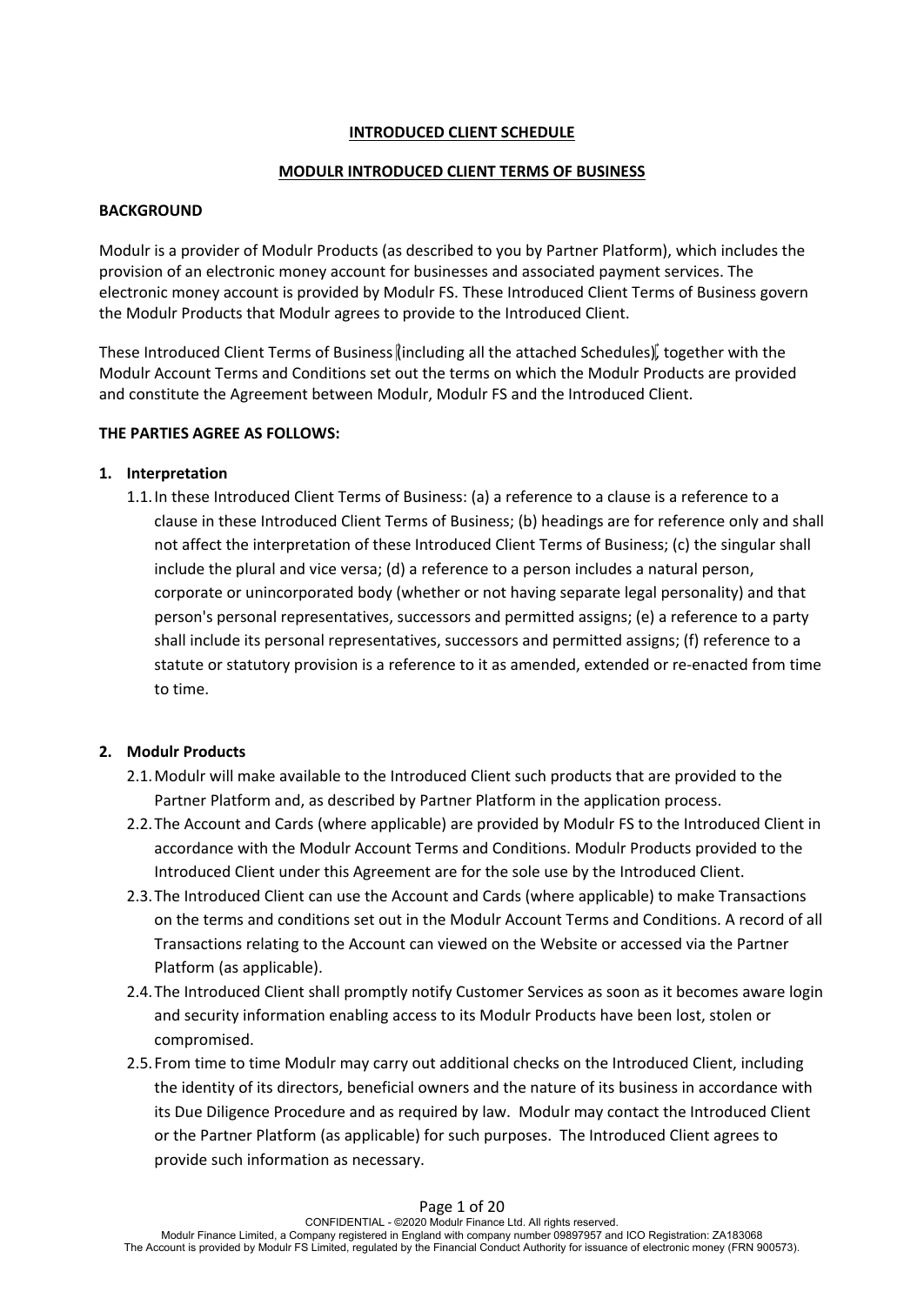**INTRODUCED CLIENT SCHEDULE**

**MODULR INTRODUCED CLIENT TERMS OF BUSINESS**

**BACKGROUND**

Modulr is a provider of Modulr Products (as described to you by Partner Platform), which includes the provision of an electronic money account for businesses and associated payment services. The electronic money account is provided by Modulr FS. These Introduced Client Terms of Business govern the Modulr Products that Modulr agrees to provide to the Introduced Client.

These Introduced Client Terms of Business (including all the attached Schedules), together with the Modulr Account Terms and Conditions set out the terms on which the Modulr Products are provided and constitute the Agreement between Modulr, Modulr FS and the Introduced Client.

**THE PARTIES AGREE AS FOLLOWS:**

1. **Interpretation**
   1.1. In these Introduced Client Terms of Business: (a) a reference to a clause is a reference to a clause in these Introduced Client Terms of Business; (b) headings are for reference only and shall not affect the interpretation of these Introduced Client Terms of Business; (c) the singular shall include the plural and vice versa; (d) a reference to a person includes a natural person, corporate or unincorporated body (whether or not having separate legal personality) and that person's personal representatives, successors and permitted assigns; (e) a reference to a party shall include its personal representatives, successors and permitted assigns; (f) reference to a statute or statutory provision is a reference to it as amended, extended or re-enacted from time to time.

2. **Modulr Products**
   2.1. Modulr will make available to the Introduced Client such products that are provided to the Partner Platform and, as described by Partner Platform in the application process.
   2.2. The Account and Cards (where applicable) are provided by Modulr FS to the Introduced Client in accordance with the Modulr Account Terms and Conditions. Modulr Products provided to the Introduced Client under this Agreement are for the sole use by the Introduced Client.
   2.3. The Introduced Client can use the Account and Cards (where applicable) to make Transactions on the terms and conditions set out in the Modulr Account Terms and Conditions. A record of all Transactions relating to the Account can viewed on the Website or accessed via the Partner Platform (as applicable).
   2.4. The Introduced Client shall promptly notify Customer Services as soon as it becomes aware login and security information enabling access to its Modulr Products have been lost, stolen or compromised.
   2.5. From time to time Modulr may carry out additional checks on the Introduced Client, including the identity of its directors, beneficial owners and the nature of its business in accordance with its Due Diligence Procedure and as required by law. Modulr may contact the Introduced Client or the Partner Platform (as applicable) for such purposes. The Introduced Client agrees to provide such information as necessary.

CONFIDENTIAL - ©2020 Modulr Finance Ltd. All rights reserved.
Modulr Finance Limited, a Company registered in England with company number 09897957 and ICO Registration: ZA183068
The Account is provided by Modulr FS Limited, regulated by the Financial Conduct Authority for issuance of electronic money (FRN 900573).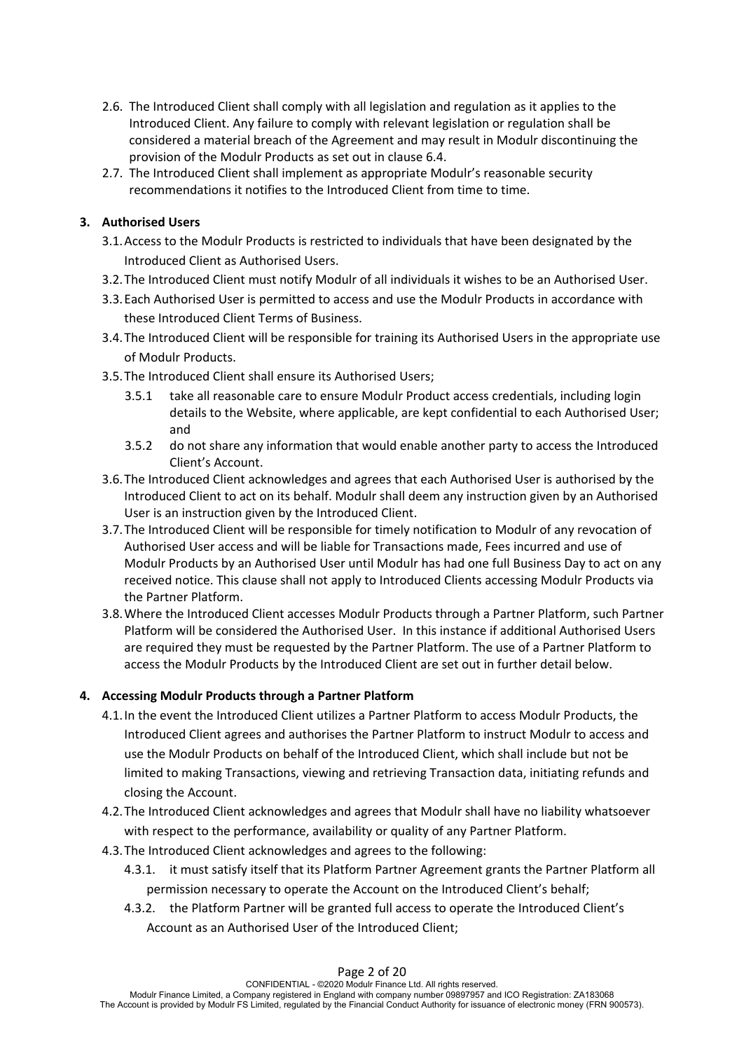2.6. The Introduced Client shall comply with all legislation and regulation as it applies to the Introduced Client. Any failure to comply with relevant legislation or regulation shall be considered a material breach of the Agreement and may result in Modulr discontinuing the provision of the Modulr Products as set out in clause 6.4.

2.7. The Introduced Client shall implement as appropriate Modulr's reasonable security recommendations it notifies to the Introduced Client from time to time.

**3. Authorised Users**

3.1. Access to the Modulr Products is restricted to individuals that have been designated by the Introduced Client as Authorised Users.

3.2. The Introduced Client must notify Modulr of all individuals it wishes to be an Authorised User.

3.3. Each Authorised User is permitted to access and use the Modulr Products in accordance with these Introduced Client Terms of Business.

3.4. The Introduced Client will be responsible for training its Authorised Users in the appropriate use of Modulr Products.

3.5. The Introduced Client shall ensure its Authorised Users;

3.5.1 take all reasonable care to ensure Modulr Product access credentials, including login details to the Website, where applicable, are kept confidential to each Authorised User; and

3.5.2 do not share any information that would enable another party to access the Introduced Client's Account.

3.6. The Introduced Client acknowledges and agrees that each Authorised User is authorised by the Introduced Client to act on its behalf. Modulr shall deem any instruction given by an Authorised User is an instruction given by the Introduced Client.

3.7. The Introduced Client will be responsible for timely notification to Modulr of any revocation of Authorised User access and will be liable for Transactions made, Fees incurred and use of Modulr Products by an Authorised User until Modulr has had one full Business Day to act on any received notice. This clause shall not apply to Introduced Clients accessing Modulr Products via the Partner Platform.

3.8. Where the Introduced Client accesses Modulr Products through a Partner Platform, such Partner Platform will be considered the Authorised User. In this instance if additional Authorised Users are required they must be requested by the Partner Platform. The use of a Partner Platform to access the Modulr Products by the Introduced Client are set out in further detail below.

**4. Accessing Modulr Products through a Partner Platform**

4.1. In the event the Introduced Client utilizes a Partner Platform to access Modulr Products, the Introduced Client agrees and authorises the Partner Platform to instruct Modulr to access and use the Modulr Products on behalf of the Introduced Client, which shall include but not be limited to making Transactions, viewing and retrieving Transaction data, initiating refunds and closing the Account.

4.2. The Introduced Client acknowledges and agrees that Modulr shall have no liability whatsoever with respect to the performance, availability or quality of any Partner Platform.

4.3. The Introduced Client acknowledges and agrees to the following:

4.3.1. it must satisfy itself that its Platform Partner Agreement grants the Partner Platform all permission necessary to operate the Account on the Introduced Client's behalf;

4.3.2. the Platform Partner will be granted full access to operate the Introduced Client's Account as an Authorised User of the Introduced Client;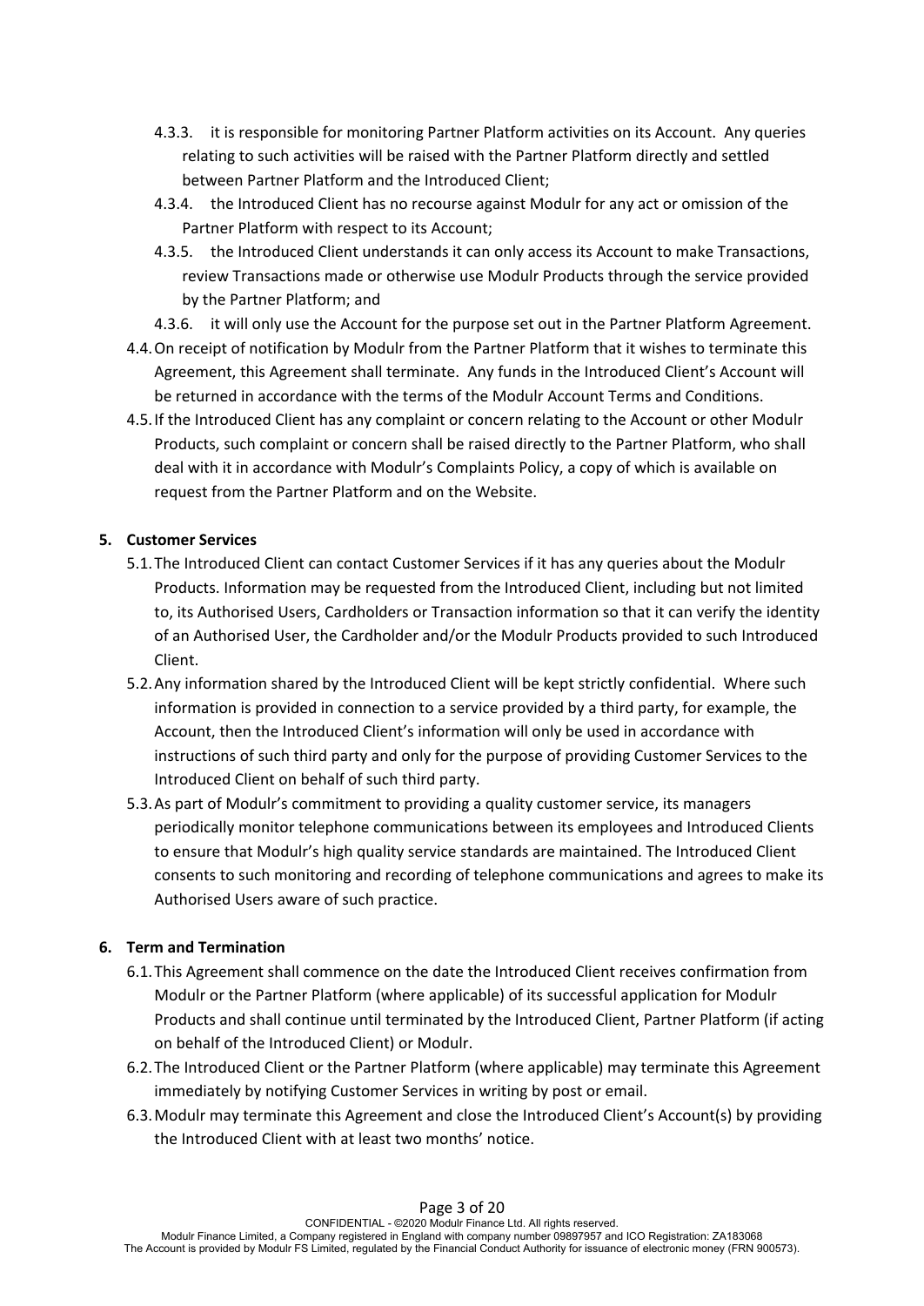4.3.3. it is responsible for monitoring Partner Platform activities on its Account. Any queries relating to such activities will be raised with the Partner Platform directly and settled between Partner Platform and the Introduced Client;

4.3.4. the Introduced Client has no recourse against Modulr for any act or omission of the Partner Platform with respect to its Account;

4.3.5. the Introduced Client understands it can only access its Account to make Transactions, review Transactions made or otherwise use Modulr Products through the service provided by the Partner Platform; and

4.3.6. it will only use the Account for the purpose set out in the Partner Platform Agreement.

4.4. On receipt of notification by Modulr from the Partner Platform that it wishes to terminate this Agreement, this Agreement shall terminate. Any funds in the Introduced Client's Account will be returned in accordance with the terms of the Modulr Account Terms and Conditions.

4.5. If the Introduced Client has any complaint or concern relating to the Account or other Modulr Products, such complaint or concern shall be raised directly to the Partner Platform, who shall deal with it in accordance with Modulr's Complaints Policy, a copy of which is available on request from the Partner Platform and on the Website.

**5. Customer Services**

5.1. The Introduced Client can contact Customer Services if it has any queries about the Modulr Products. Information may be requested from the Introduced Client, including but not limited to, its Authorised Users, Cardholders or Transaction information so that it can verify the identity of an Authorised User, the Cardholder and/or the Modulr Products provided to such Introduced Client.

5.2. Any information shared by the Introduced Client will be kept strictly confidential. Where such information is provided in connection to a service provided by a third party, for example, the Account, then the Introduced Client's information will only be used in accordance with instructions of such third party and only for the purpose of providing Customer Services to the Introduced Client on behalf of such third party.

5.3. As part of Modulr's commitment to providing a quality customer service, its managers periodically monitor telephone communications between its employees and Introduced Clients to ensure that Modulr's high quality service standards are maintained. The Introduced Client consents to such monitoring and recording of telephone communications and agrees to make its Authorised Users aware of such practice.

**6. Term and Termination**

6.1. This Agreement shall commence on the date the Introduced Client receives confirmation from Modulr or the Partner Platform (where applicable) of its successful application for Modulr Products and shall continue until terminated by the Introduced Client, Partner Platform (if acting on behalf of the Introduced Client) or Modulr.

6.2. The Introduced Client or the Partner Platform (where applicable) may terminate this Agreement immediately by notifying Customer Services in writing by post or email.

6.3. Modulr may terminate this Agreement and close the Introduced Client's Account(s) by providing the Introduced Client with at least two months' notice.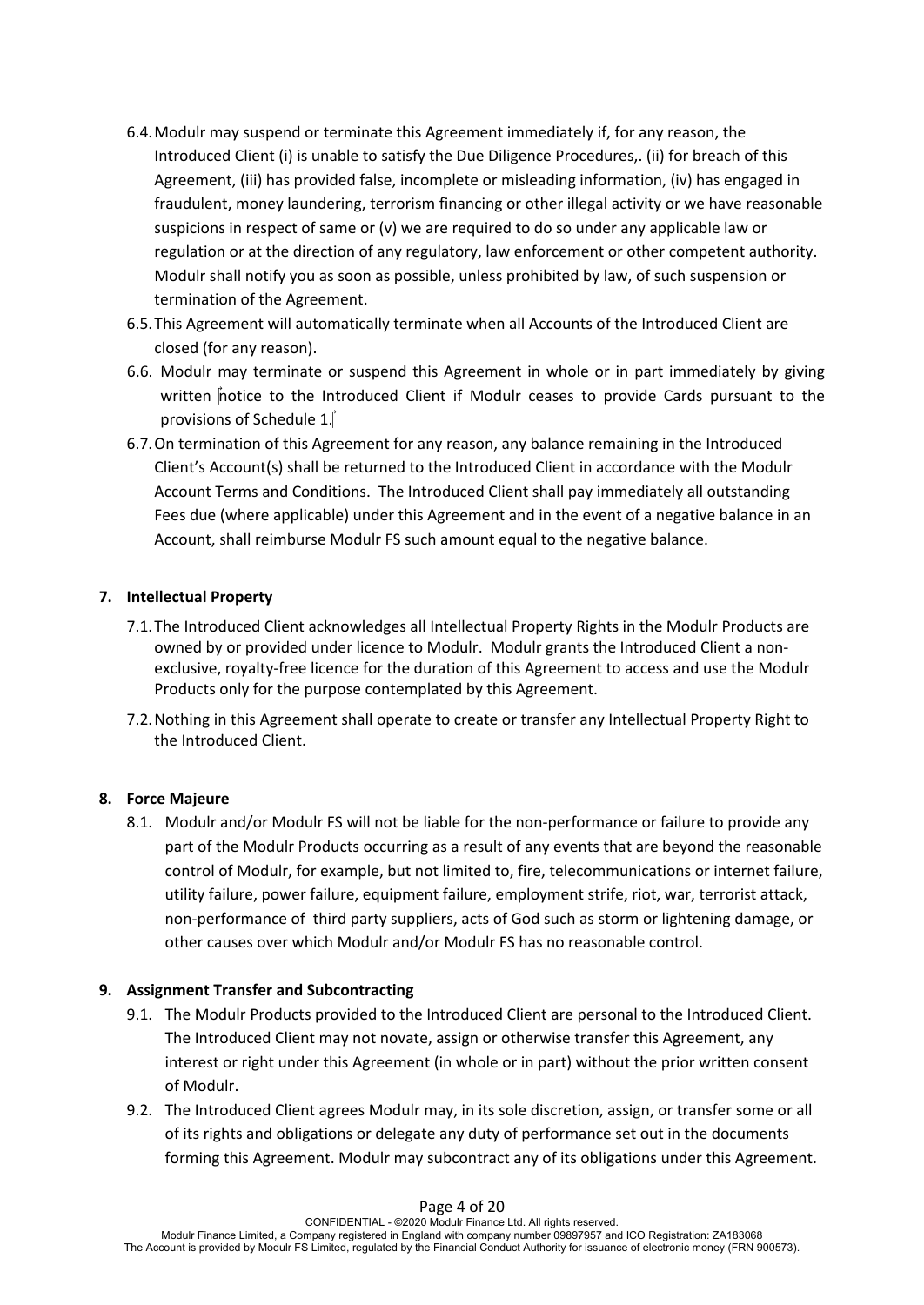6.4. Modulr may suspend or terminate this Agreement immediately if, for any reason, the Introduced Client (i) is unable to satisfy the Due Diligence Procedures,. (ii) for breach of this Agreement, (iii) has provided false, incomplete or misleading information, (iv) has engaged in fraudulent, money laundering, terrorism financing or other illegal activity or we have reasonable suspicions in respect of same or (v) we are required to do so under any applicable law or regulation or at the direction of any regulatory, law enforcement or other competent authority. Modulr shall notify you as soon as possible, unless prohibited by law, of such suspension or termination of the Agreement.

6.5. This Agreement will automatically terminate when all Accounts of the Introduced Client are closed (for any reason).

6.6. Modulr may terminate or suspend this Agreement in whole or in part immediately by giving written notice to the Introduced Client if Modulr ceases to provide Cards pursuant to the provisions of Schedule 1.

6.7. On termination of this Agreement for any reason, any balance remaining in the Introduced Client's Account(s) shall be returned to the Introduced Client in accordance with the Modulr Account Terms and Conditions. The Introduced Client shall pay immediately all outstanding Fees due (where applicable) under this Agreement and in the event of a negative balance in an Account, shall reimburse Modulr FS such amount equal to the negative balance.

**7. Intellectual Property**

7.1. The Introduced Client acknowledges all Intellectual Property Rights in the Modulr Products are owned by or provided under licence to Modulr. Modulr grants the Introduced Client a non-exclusive, royalty-free licence for the duration of this Agreement to access and use the Modulr Products only for the purpose contemplated by this Agreement.

7.2. Nothing in this Agreement shall operate to create or transfer any Intellectual Property Right to the Introduced Client.

**8. Force Majeure**

8.1. Modulr and/or Modulr FS will not be liable for the non-performance or failure to provide any part of the Modulr Products occurring as a result of any events that are beyond the reasonable control of Modulr, for example, but not limited to, fire, telecommunications or internet failure, utility failure, power failure, equipment failure, employment strife, riot, war, terrorist attack, non-performance of third party suppliers, acts of God such as storm or lightening damage, or other causes over which Modulr and/or Modulr FS has no reasonable control.

**9. Assignment Transfer and Subcontracting**

9.1. The Modulr Products provided to the Introduced Client are personal to the Introduced Client. The Introduced Client may not novate, assign or otherwise transfer this Agreement, any interest or right under this Agreement (in whole or in part) without the prior written consent of Modulr.

9.2. The Introduced Client agrees Modulr may, in its sole discretion, assign, or transfer some or all of its rights and obligations or delegate any duty of performance set out in the documents forming this Agreement. Modulr may subcontract any of its obligations under this Agreement.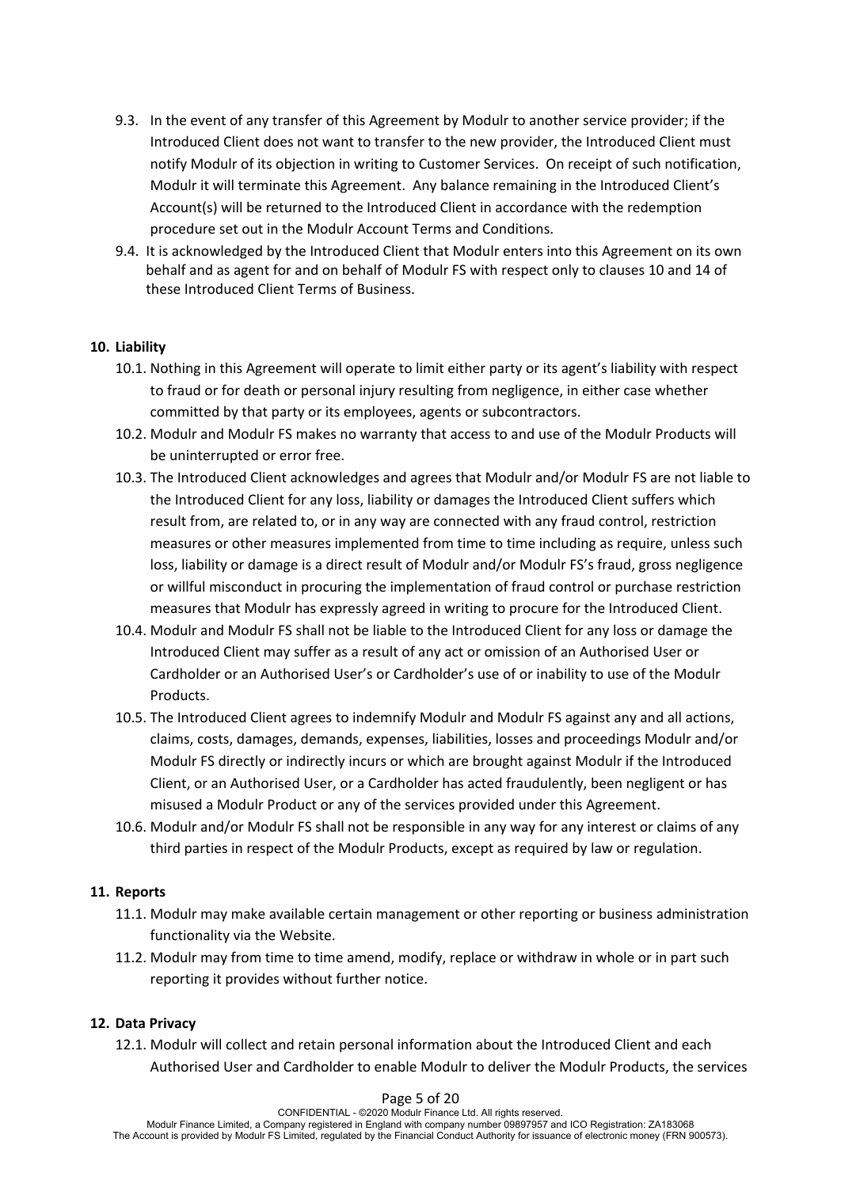9.3. In the event of any transfer of this Agreement by Modulr to another service provider; if the Introduced Client does not want to transfer to the new provider, the Introduced Client must notify Modulr of its objection in writing to Customer Services. On receipt of such notification, Modulr it will terminate this Agreement. Any balance remaining in the Introduced Client's Account(s) will be returned to the Introduced Client in accordance with the redemption procedure set out in the Modulr Account Terms and Conditions.

9.4. It is acknowledged by the Introduced Client that Modulr enters into this Agreement on its own behalf and as agent for and on behalf of Modulr FS with respect only to clauses 10 and 14 of these Introduced Client Terms of Business.

**10. Liability**

10.1. Nothing in this Agreement will operate to limit either party or its agent's liability with respect to fraud or for death or personal injury resulting from negligence, in either case whether committed by that party or its employees, agents or subcontractors.

10.2. Modulr and Modulr FS makes no warranty that access to and use of the Modulr Products will be uninterrupted or error free.

10.3. The Introduced Client acknowledges and agrees that Modulr and/or Modulr FS are not liable to the Introduced Client for any loss, liability or damages the Introduced Client suffers which result from, are related to, or in any way are connected with any fraud control, restriction measures or other measures implemented from time to time including as require, unless such loss, liability or damage is a direct result of Modulr and/or Modulr FS's fraud, gross negligence or willful misconduct in procuring the implementation of fraud control or purchase restriction measures that Modulr has expressly agreed in writing to procure for the Introduced Client.

10.4. Modulr and Modulr FS shall not be liable to the Introduced Client for any loss or damage the Introduced Client may suffer as a result of any act or omission of an Authorised User or Cardholder or an Authorised User's or Cardholder's use of or inability to use of the Modulr Products.

10.5. The Introduced Client agrees to indemnify Modulr and Modulr FS against any and all actions, claims, costs, damages, demands, expenses, liabilities, losses and proceedings Modulr and/or Modulr FS directly or indirectly incurs or which are brought against Modulr if the Introduced Client, or an Authorised User, or a Cardholder has acted fraudulently, been negligent or has misused a Modulr Product or any of the services provided under this Agreement.

10.6. Modulr and/or Modulr FS shall not be responsible in any way for any interest or claims of any third parties in respect of the Modulr Products, except as required by law or regulation.

**11. Reports**

11.1. Modulr may make available certain management or other reporting or business administration functionality via the Website.

11.2. Modulr may from time to time amend, modify, replace or withdraw in whole or in part such reporting it provides without further notice.

**12. Data Privacy**

12.1. Modulr will collect and retain personal information about the Introduced Client and each Authorised User and Cardholder to enable Modulr to deliver the Modulr Products, the services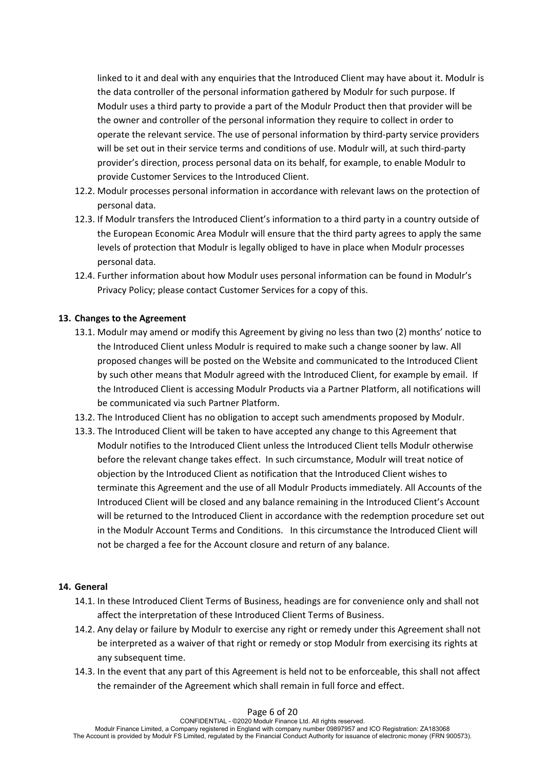linked to it and deal with any enquiries that the Introduced Client may have about it. Modulr is the data controller of the personal information gathered by Modulr for such purpose. If Modulr uses a third party to provide a part of the Modulr Product then that provider will be the owner and controller of the personal information they require to collect in order to operate the relevant service. The use of personal information by third-party service providers will be set out in their service terms and conditions of use. Modulr will, at such third-party provider's direction, process personal data on its behalf, for example, to enable Modulr to provide Customer Services to the Introduced Client.

12.2. Modulr processes personal information in accordance with relevant laws on the protection of personal data.

12.3. If Modulr transfers the Introduced Client's information to a third party in a country outside of the European Economic Area Modulr will ensure that the third party agrees to apply the same levels of protection that Modulr is legally obliged to have in place when Modulr processes personal data.

12.4. Further information about how Modulr uses personal information can be found in Modulr's Privacy Policy; please contact Customer Services for a copy of this.

**13. Changes to the Agreement**

13.1. Modulr may amend or modify this Agreement by giving no less than two (2) months' notice to the Introduced Client unless Modulr is required to make such a change sooner by law. All proposed changes will be posted on the Website and communicated to the Introduced Client by such other means that Modulr agreed with the Introduced Client, for example by email. If the Introduced Client is accessing Modulr Products via a Partner Platform, all notifications will be communicated via such Partner Platform.

13.2. The Introduced Client has no obligation to accept such amendments proposed by Modulr.

13.3. The Introduced Client will be taken to have accepted any change to this Agreement that Modulr notifies to the Introduced Client unless the Introduced Client tells Modulr otherwise before the relevant change takes effect. In such circumstance, Modulr will treat notice of objection by the Introduced Client as notification that the Introduced Client wishes to terminate this Agreement and the use of all Modulr Products immediately. All Accounts of the Introduced Client will be closed and any balance remaining in the Introduced Client's Account will be returned to the Introduced Client in accordance with the redemption procedure set out in the Modulr Account Terms and Conditions. In this circumstance the Introduced Client will not be charged a fee for the Account closure and return of any balance.

**14. General**

14.1. In these Introduced Client Terms of Business, headings are for convenience only and shall not affect the interpretation of these Introduced Client Terms of Business.

14.2. Any delay or failure by Modulr to exercise any right or remedy under this Agreement shall not be interpreted as a waiver of that right or remedy or stop Modulr from exercising its rights at any subsequent time.

14.3. In the event that any part of this Agreement is held not to be enforceable, this shall not affect the remainder of the Agreement which shall remain in full force and effect.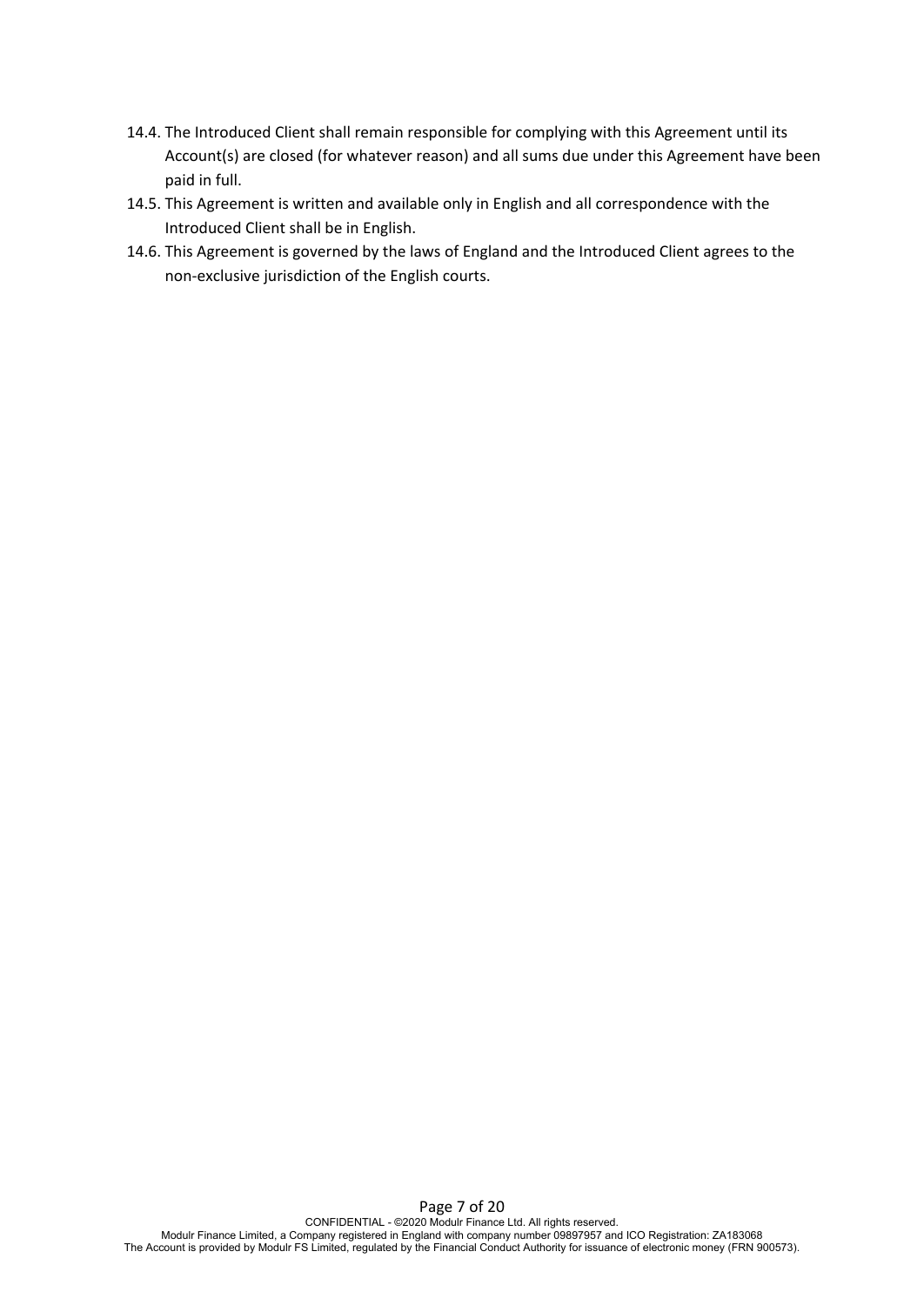14.4. The Introduced Client shall remain responsible for complying with this Agreement until its Account(s) are closed (for whatever reason) and all sums due under this Agreement have been paid in full.

14.5. This Agreement is written and available only in English and all correspondence with the Introduced Client shall be in English.

14.6. This Agreement is governed by the laws of England and the Introduced Client agrees to the non-exclusive jurisdiction of the English courts.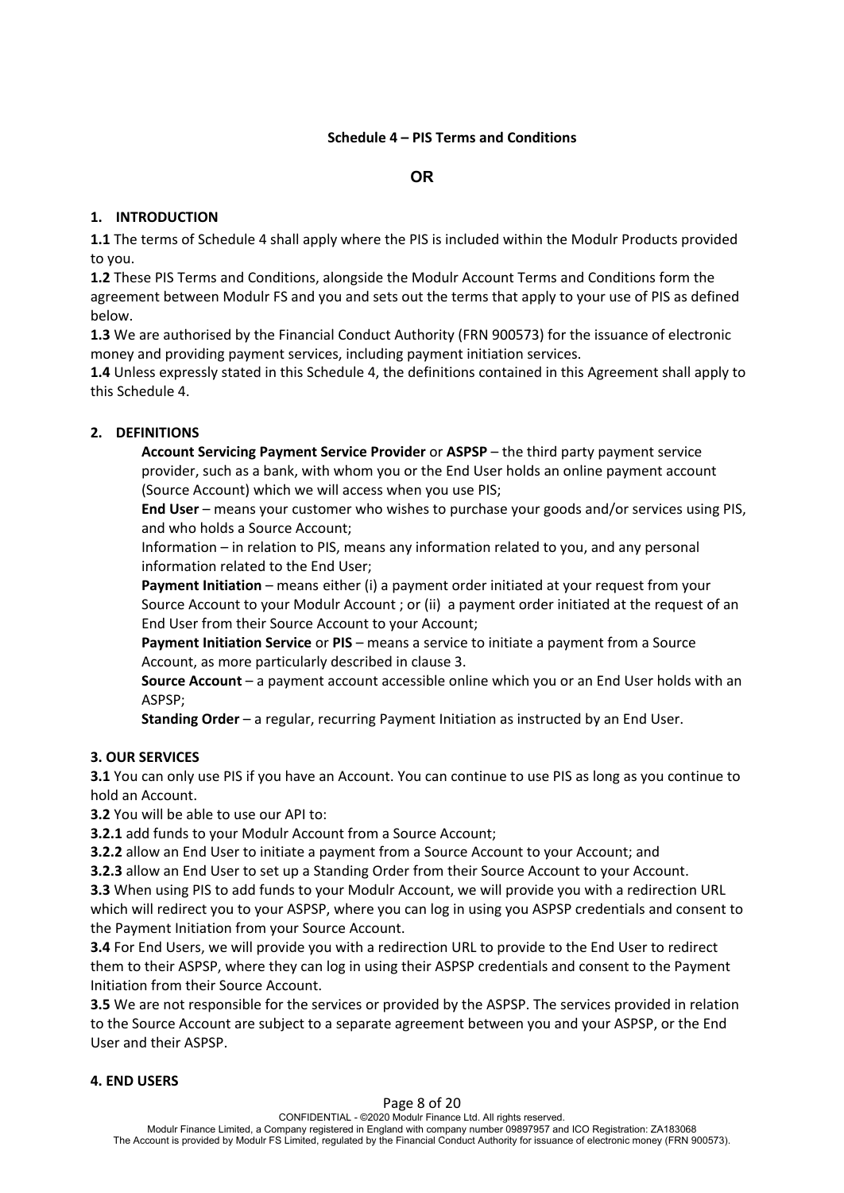**Schedule 4 – PIS Terms and Conditions**

**OR**

**1. INTRODUCTION**

**1.1** The terms of Schedule 4 shall apply where the PIS is included within the Modulr Products provided to you.

**1.2** These PIS Terms and Conditions, alongside the Modulr Account Terms and Conditions form the agreement between Modulr FS and you and sets out the terms that apply to your use of PIS as defined below.

**1.3** We are authorised by the Financial Conduct Authority (FRN 900573) for the issuance of electronic money and providing payment services, including payment initiation services.

**1.4** Unless expressly stated in this Schedule 4, the definitions contained in this Agreement shall apply to this Schedule 4.

**2. DEFINITIONS**

**Account Servicing Payment Service Provider** or **ASPSP** – the third party payment service provider, such as a bank, with whom you or the End User holds an online payment account (Source Account) which we will access when you use PIS;

**End User** – means your customer who wishes to purchase your goods and/or services using PIS, and who holds a Source Account;

Information – in relation to PIS, means any information related to you, and any personal information related to the End User;

**Payment Initiation** – means either (i) a payment order initiated at your request from your Source Account to your Modulr Account ; or (ii) a payment order initiated at the request of an End User from their Source Account to your Account;

**Payment Initiation Service** or **PIS** – means a service to initiate a payment from a Source Account, as more particularly described in clause 3.

**Source Account** – a payment account accessible online which you or an End User holds with an ASPSP;

**Standing Order** – a regular, recurring Payment Initiation as instructed by an End User.

**3. OUR SERVICES**

**3.1** You can only use PIS if you have an Account. You can continue to use PIS as long as you continue to hold an Account.

**3.2** You will be able to use our API to:

**3.2.1** add funds to your Modulr Account from a Source Account;

**3.2.2** allow an End User to initiate a payment from a Source Account to your Account; and

**3.2.3** allow an End User to set up a Standing Order from their Source Account to your Account.

**3.3** When using PIS to add funds to your Modulr Account, we will provide you with a redirection URL which will redirect you to your ASPSP, where you can log in using you ASPSP credentials and consent to the Payment Initiation from your Source Account.

**3.4** For End Users, we will provide you with a redirection URL to provide to the End User to redirect them to their ASPSP, where they can log in using their ASPSP credentials and consent to the Payment Initiation from their Source Account.

**3.5** We are not responsible for the services or provided by the ASPSP. The services provided in relation to the Source Account are subject to a separate agreement between you and your ASPSP, or the End User and their ASPSP.

**4. END USERS**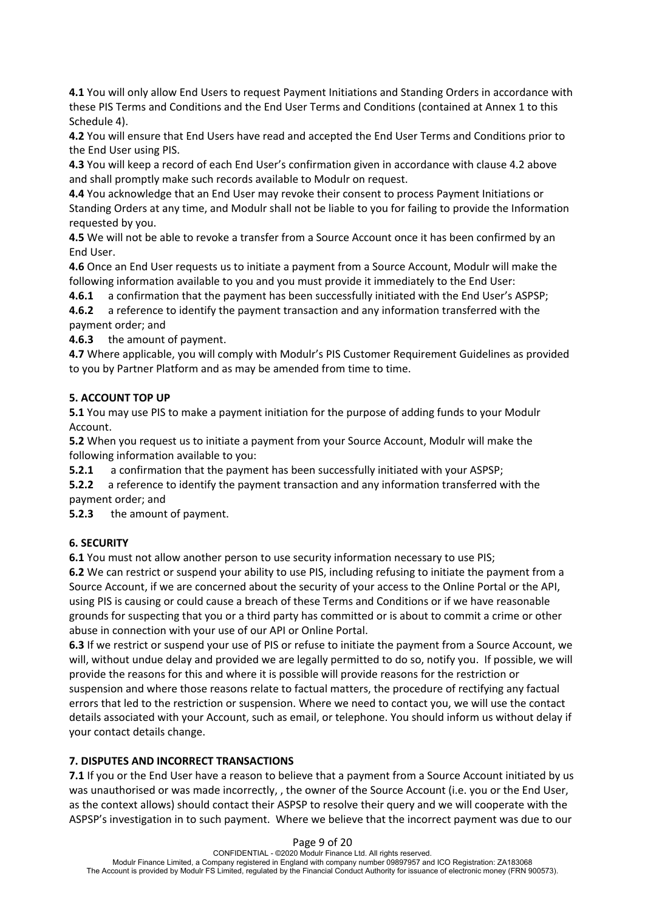**4.1** You will only allow End Users to request Payment Initiations and Standing Orders in accordance with these PIS Terms and Conditions and the End User Terms and Conditions (contained at Annex 1 to this Schedule 4).

**4.2** You will ensure that End Users have read and accepted the End User Terms and Conditions prior to the End User using PIS.

**4.3** You will keep a record of each End User's confirmation given in accordance with clause 4.2 above and shall promptly make such records available to Modulr on request.

**4.4** You acknowledge that an End User may revoke their consent to process Payment Initiations or Standing Orders at any time, and Modulr shall not be liable to you for failing to provide the Information requested by you.

**4.5** We will not be able to revoke a transfer from a Source Account once it has been confirmed by an End User.

**4.6** Once an End User requests us to initiate a payment from a Source Account, Modulr will make the following information available to you and you must provide it immediately to the End User:

**4.6.1** a confirmation that the payment has been successfully initiated with the End User's ASPSP;

**4.6.2** a reference to identify the payment transaction and any information transferred with the payment order; and

**4.6.3** the amount of payment.

**4.7** Where applicable, you will comply with Modulr's PIS Customer Requirement Guidelines as provided to you by Partner Platform and as may be amended from time to time.

**5. ACCOUNT TOP UP**

**5.1** You may use PIS to make a payment initiation for the purpose of adding funds to your Modulr Account.

**5.2** When you request us to initiate a payment from your Source Account, Modulr will make the following information available to you:

**5.2.1** a confirmation that the payment has been successfully initiated with your ASPSP;

**5.2.2** a reference to identify the payment transaction and any information transferred with the payment order; and

**5.2.3** the amount of payment.

**6. SECURITY**

**6.1** You must not allow another person to use security information necessary to use PIS;

**6.2** We can restrict or suspend your ability to use PIS, including refusing to initiate the payment from a Source Account, if we are concerned about the security of your access to the Online Portal or the API, using PIS is causing or could cause a breach of these Terms and Conditions or if we have reasonable grounds for suspecting that you or a third party has committed or is about to commit a crime or other abuse in connection with your use of our API or Online Portal.

**6.3** If we restrict or suspend your use of PIS or refuse to initiate the payment from a Source Account, we will, without undue delay and provided we are legally permitted to do so, notify you. If possible, we will provide the reasons for this and where it is possible will provide reasons for the restriction or suspension and where those reasons relate to factual matters, the procedure of rectifying any factual errors that led to the restriction or suspension. Where we need to contact you, we will use the contact details associated with your Account, such as email, or telephone. You should inform us without delay if your contact details change.

**7. DISPUTES AND INCORRECT TRANSACTIONS**

**7.1** If you or the End User have a reason to believe that a payment from a Source Account initiated by us was unauthorised or was made incorrectly, , the owner of the Source Account (i.e. you or the End User, as the context allows) should contact their ASPSP to resolve their query and we will cooperate with the ASPSP's investigation in to such payment. Where we believe that the incorrect payment was due to our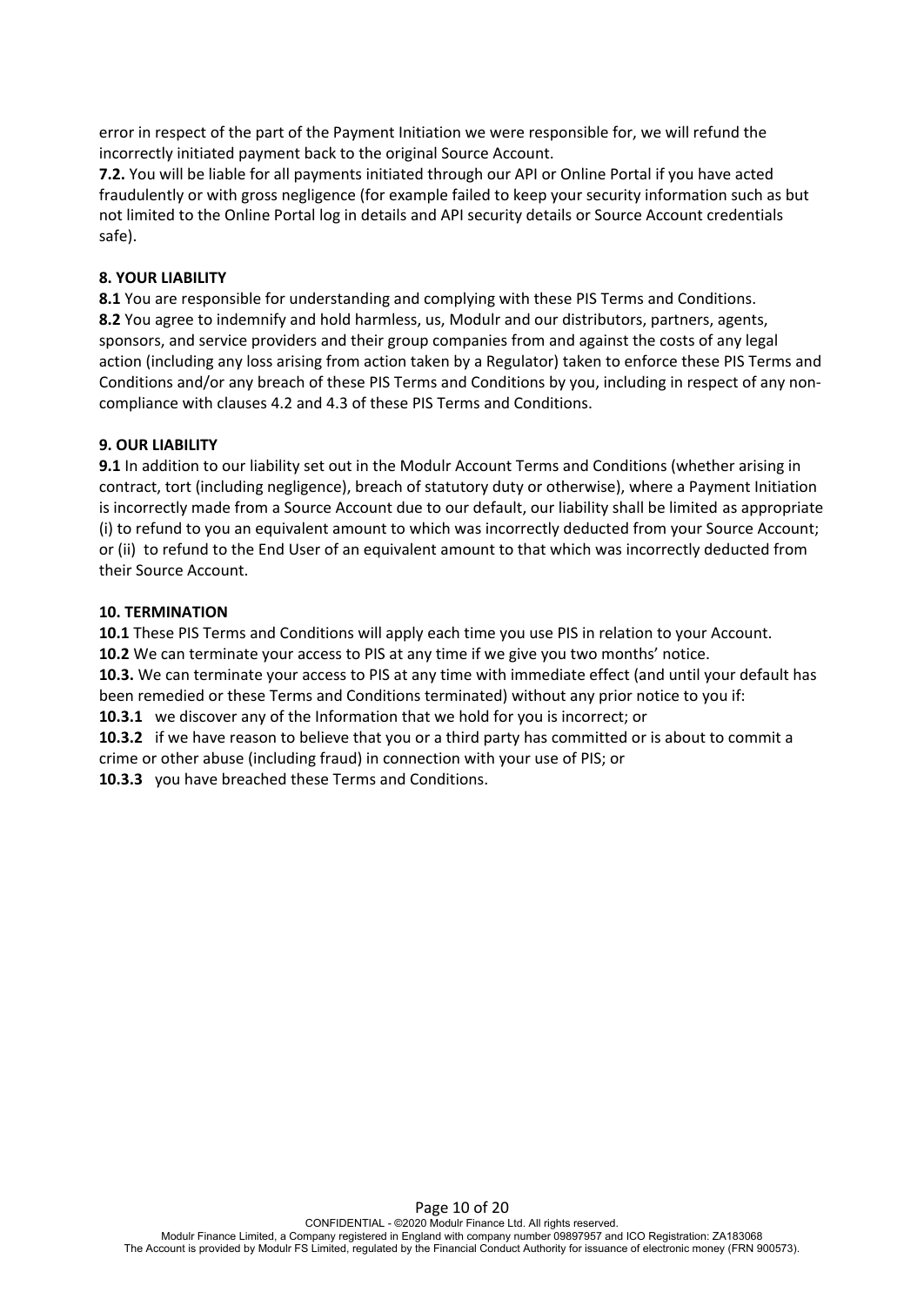error in respect of the part of the Payment Initiation we were responsible for, we will refund the incorrectly initiated payment back to the original Source Account.

**7.2.** You will be liable for all payments initiated through our API or Online Portal if you have acted fraudulently or with gross negligence (for example failed to keep your security information such as but not limited to the Online Portal log in details and API security details or Source Account credentials safe).

**8. YOUR LIABILITY**

**8.1** You are responsible for understanding and complying with these PIS Terms and Conditions.

**8.2** You agree to indemnify and hold harmless, us, Modulr and our distributors, partners, agents, sponsors, and service providers and their group companies from and against the costs of any legal action (including any loss arising from action taken by a Regulator) taken to enforce these PIS Terms and Conditions and/or any breach of these PIS Terms and Conditions by you, including in respect of any non-compliance with clauses 4.2 and 4.3 of these PIS Terms and Conditions.

**9. OUR LIABILITY**

**9.1** In addition to our liability set out in the Modulr Account Terms and Conditions (whether arising in contract, tort (including negligence), breach of statutory duty or otherwise), where a Payment Initiation is incorrectly made from a Source Account due to our default, our liability shall be limited as appropriate (i) to refund to you an equivalent amount to which was incorrectly deducted from your Source Account; or (ii) to refund to the End User of an equivalent amount to that which was incorrectly deducted from their Source Account.

**10. TERMINATION**

**10.1** These PIS Terms and Conditions will apply each time you use PIS in relation to your Account.

**10.2** We can terminate your access to PIS at any time if we give you two months' notice.

**10.3.** We can terminate your access to PIS at any time with immediate effect (and until your default has been remedied or these Terms and Conditions terminated) without any prior notice to you if:

**10.3.1** we discover any of the Information that we hold for you is incorrect; or

**10.3.2** if we have reason to believe that you or a third party has committed or is about to commit a crime or other abuse (including fraud) in connection with your use of PIS; or

**10.3.3** you have breached these Terms and Conditions.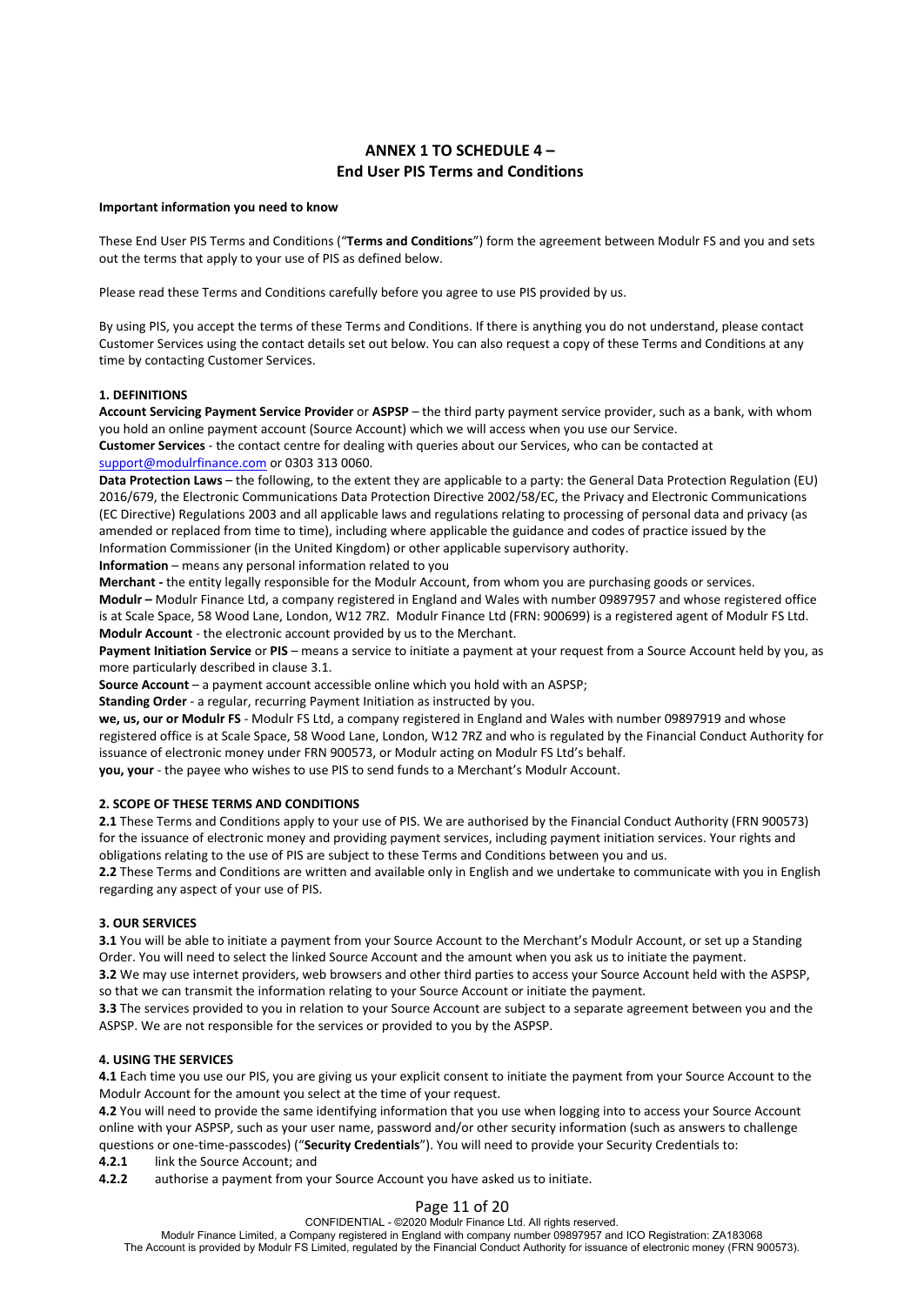# ANNEX 1 TO SCHEDULE 4 – End User PIS Terms and Conditions

**Important information you need to know**

These End User PIS Terms and Conditions ("**Terms and Conditions**") form the agreement between Modulr FS and you and sets out the terms that apply to your use of PIS as defined below.

Please read these Terms and Conditions carefully before you agree to use PIS provided by us.

By using PIS, you accept the terms of these Terms and Conditions. If there is anything you do not understand, please contact Customer Services using the contact details set out below. You can also request a copy of these Terms and Conditions at any time by contacting Customer Services.

**1. DEFINITIONS**

**Account Servicing Payment Service Provider** or **ASPSP** – the third party payment service provider, such as a bank, with whom you hold an online payment account (Source Account) which we will access when you use our Service.

**Customer Services** - the contact centre for dealing with queries about our Services, who can be contacted at support@modulrfinance.com or 0303 313 0060.

**Data Protection Laws** – the following, to the extent they are applicable to a party: the General Data Protection Regulation (EU) 2016/679, the Electronic Communications Data Protection Directive 2002/58/EC, the Privacy and Electronic Communications (EC Directive) Regulations 2003 and all applicable laws and regulations relating to processing of personal data and privacy (as amended or replaced from time to time), including where applicable the guidance and codes of practice issued by the Information Commissioner (in the United Kingdom) or other applicable supervisory authority.

**Information** – means any personal information related to you

**Merchant -** the entity legally responsible for the Modulr Account, from whom you are purchasing goods or services.

**Modulr –** Modulr Finance Ltd, a company registered in England and Wales with number 09897957 and whose registered office is at Scale Space, 58 Wood Lane, London, W12 7RZ. Modulr Finance Ltd (FRN: 900699) is a registered agent of Modulr FS Ltd.

**Modulr Account** - the electronic account provided by us to the Merchant.

**Payment Initiation Service** or **PIS** – means a service to initiate a payment at your request from a Source Account held by you, as more particularly described in clause 3.1.

**Source Account** – a payment account accessible online which you hold with an ASPSP;

**Standing Order** - a regular, recurring Payment Initiation as instructed by you.

**we, us, our or Modulr FS** - Modulr FS Ltd, a company registered in England and Wales with number 09897919 and whose registered office is at Scale Space, 58 Wood Lane, London, W12 7RZ and who is regulated by the Financial Conduct Authority for issuance of electronic money under FRN 900573, or Modulr acting on Modulr FS Ltd's behalf.

**you, your** - the payee who wishes to use PIS to send funds to a Merchant's Modulr Account.

**2. SCOPE OF THESE TERMS AND CONDITIONS**

**2.1** These Terms and Conditions apply to your use of PIS. We are authorised by the Financial Conduct Authority (FRN 900573) for the issuance of electronic money and providing payment services, including payment initiation services. Your rights and obligations relating to the use of PIS are subject to these Terms and Conditions between you and us.

**2.2** These Terms and Conditions are written and available only in English and we undertake to communicate with you in English regarding any aspect of your use of PIS.

**3. OUR SERVICES**

**3.1** You will be able to initiate a payment from your Source Account to the Merchant's Modulr Account, or set up a Standing Order. You will need to select the linked Source Account and the amount when you ask us to initiate the payment.

**3.2** We may use internet providers, web browsers and other third parties to access your Source Account held with the ASPSP, so that we can transmit the information relating to your Source Account or initiate the payment.

**3.3** The services provided to you in relation to your Source Account are subject to a separate agreement between you and the ASPSP. We are not responsible for the services or provided to you by the ASPSP.

**4. USING THE SERVICES**

**4.1** Each time you use our PIS, you are giving us your explicit consent to initiate the payment from your Source Account to the Modulr Account for the amount you select at the time of your request.

**4.2** You will need to provide the same identifying information that you use when logging into to access your Source Account online with your ASPSP, such as your user name, password and/or other security information (such as answers to challenge questions or one-time-passcodes) ("**Security Credentials**"). You will need to provide your Security Credentials to:

**4.2.1** link the Source Account; and

**4.2.2** authorise a payment from your Source Account you have asked us to initiate.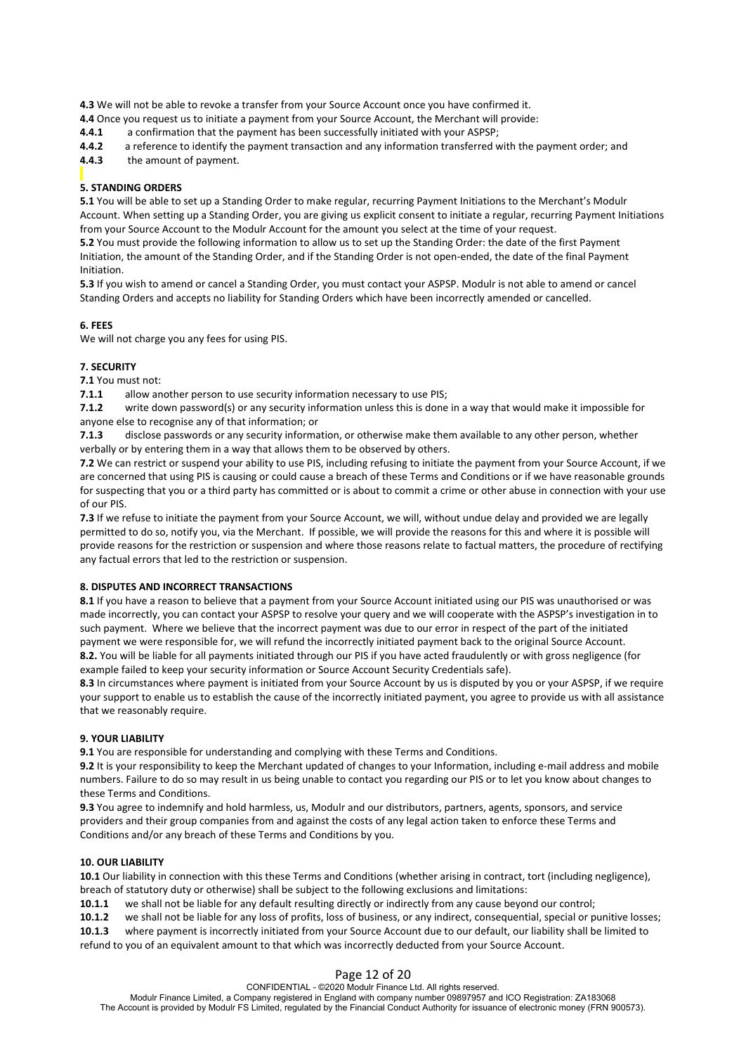**4.3** We will not be able to revoke a transfer from your Source Account once you have confirmed it.

**4.4** Once you request us to initiate a payment from your Source Account, the Merchant will provide:

**4.4.1** a confirmation that the payment has been successfully initiated with your ASPSP;

**4.4.2** a reference to identify the payment transaction and any information transferred with the payment order; and

**4.4.3** the amount of payment.

**5. STANDING ORDERS**

**5.1** You will be able to set up a Standing Order to make regular, recurring Payment Initiations to the Merchant's Modulr Account. When setting up a Standing Order, you are giving us explicit consent to initiate a regular, recurring Payment Initiations from your Source Account to the Modulr Account for the amount you select at the time of your request.

**5.2** You must provide the following information to allow us to set up the Standing Order: the date of the first Payment Initiation, the amount of the Standing Order, and if the Standing Order is not open-ended, the date of the final Payment Initiation.

**5.3** If you wish to amend or cancel a Standing Order, you must contact your ASPSP. Modulr is not able to amend or cancel Standing Orders and accepts no liability for Standing Orders which have been incorrectly amended or cancelled.

**6. FEES**

We will not charge you any fees for using PIS.

**7. SECURITY**

**7.1** You must not:

**7.1.1** allow another person to use security information necessary to use PIS;

**7.1.2** write down password(s) or any security information unless this is done in a way that would make it impossible for anyone else to recognise any of that information; or

**7.1.3** disclose passwords or any security information, or otherwise make them available to any other person, whether verbally or by entering them in a way that allows them to be observed by others.

**7.2** We can restrict or suspend your ability to use PIS, including refusing to initiate the payment from your Source Account, if we are concerned that using PIS is causing or could cause a breach of these Terms and Conditions or if we have reasonable grounds for suspecting that you or a third party has committed or is about to commit a crime or other abuse in connection with your use of our PIS.

**7.3** If we refuse to initiate the payment from your Source Account, we will, without undue delay and provided we are legally permitted to do so, notify you, via the Merchant. If possible, we will provide the reasons for this and where it is possible will provide reasons for the restriction or suspension and where those reasons relate to factual matters, the procedure of rectifying any factual errors that led to the restriction or suspension.

**8. DISPUTES AND INCORRECT TRANSACTIONS**

**8.1** If you have a reason to believe that a payment from your Source Account initiated using our PIS was unauthorised or was made incorrectly, you can contact your ASPSP to resolve your query and we will cooperate with the ASPSP's investigation in to such payment. Where we believe that the incorrect payment was due to our error in respect of the part of the initiated payment we were responsible for, we will refund the incorrectly initiated payment back to the original Source Account.

**8.2.** You will be liable for all payments initiated through our PIS if you have acted fraudulently or with gross negligence (for example failed to keep your security information or Source Account Security Credentials safe).

**8.3** In circumstances where payment is initiated from your Source Account by us is disputed by you or your ASPSP, if we require your support to enable us to establish the cause of the incorrectly initiated payment, you agree to provide us with all assistance that we reasonably require.

**9. YOUR LIABILITY**

**9.1** You are responsible for understanding and complying with these Terms and Conditions.

**9.2** It is your responsibility to keep the Merchant updated of changes to your Information, including e-mail address and mobile numbers. Failure to do so may result in us being unable to contact you regarding our PIS or to let you know about changes to these Terms and Conditions.

**9.3** You agree to indemnify and hold harmless, us, Modulr and our distributors, partners, agents, sponsors, and service providers and their group companies from and against the costs of any legal action taken to enforce these Terms and Conditions and/or any breach of these Terms and Conditions by you.

**10. OUR LIABILITY**

**10.1** Our liability in connection with this these Terms and Conditions (whether arising in contract, tort (including negligence), breach of statutory duty or otherwise) shall be subject to the following exclusions and limitations:

**10.1.1** we shall not be liable for any default resulting directly or indirectly from any cause beyond our control;

**10.1.2** we shall not be liable for any loss of profits, loss of business, or any indirect, consequential, special or punitive losses;

**10.1.3** where payment is incorrectly initiated from your Source Account due to our default, our liability shall be limited to refund to you of an equivalent amount to that which was incorrectly deducted from your Source Account.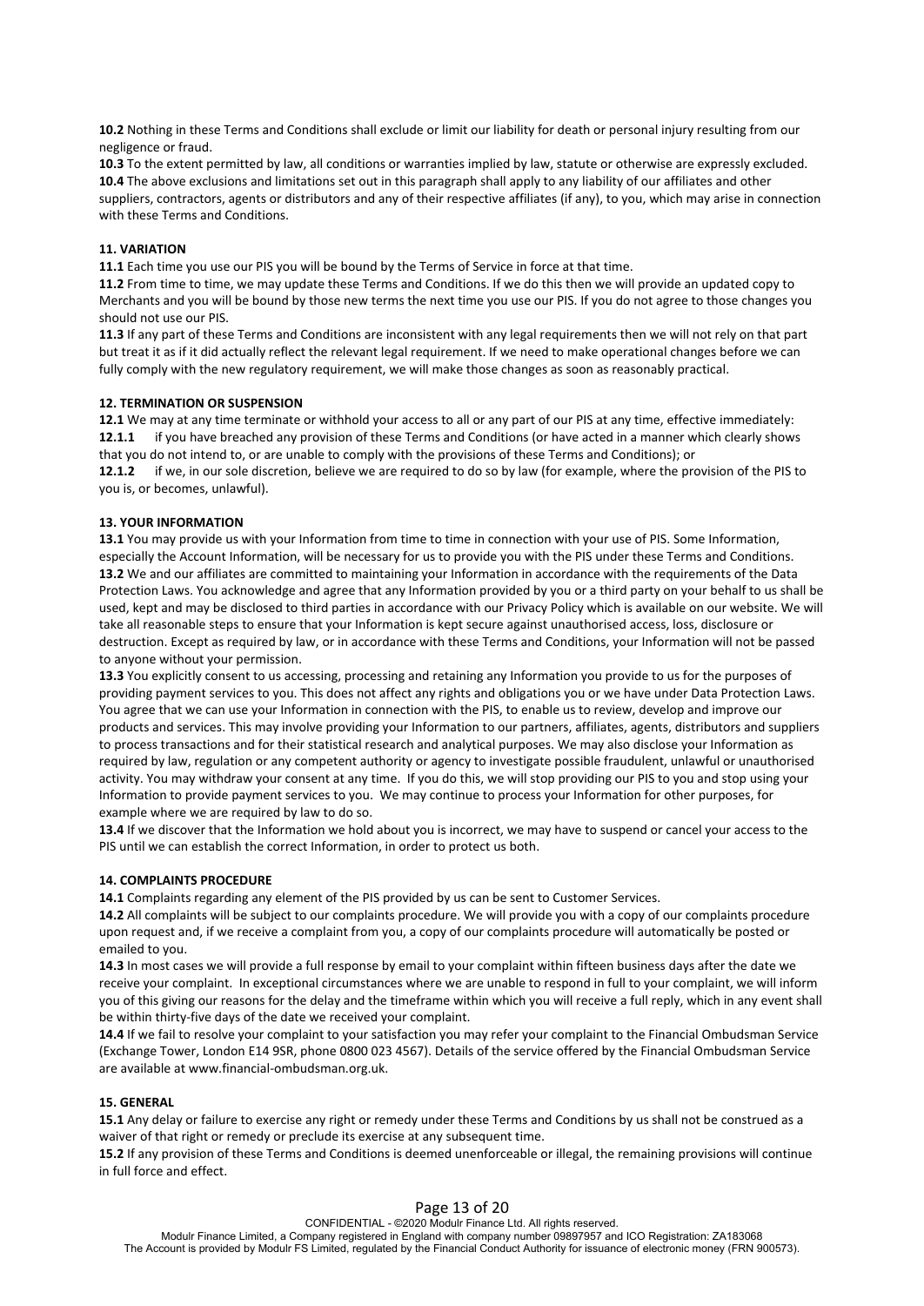**10.2** Nothing in these Terms and Conditions shall exclude or limit our liability for death or personal injury resulting from our negligence or fraud.

**10.3** To the extent permitted by law, all conditions or warranties implied by law, statute or otherwise are expressly excluded.

**10.4** The above exclusions and limitations set out in this paragraph shall apply to any liability of our affiliates and other suppliers, contractors, agents or distributors and any of their respective affiliates (if any), to you, which may arise in connection with these Terms and Conditions.

**11. VARIATION**

**11.1** Each time you use our PIS you will be bound by the Terms of Service in force at that time.

**11.2** From time to time, we may update these Terms and Conditions. If we do this then we will provide an updated copy to Merchants and you will be bound by those new terms the next time you use our PIS. If you do not agree to those changes you should not use our PIS.

**11.3** If any part of these Terms and Conditions are inconsistent with any legal requirements then we will not rely on that part but treat it as if it did actually reflect the relevant legal requirement. If we need to make operational changes before we can fully comply with the new regulatory requirement, we will make those changes as soon as reasonably practical.

**12. TERMINATION OR SUSPENSION**

**12.1** We may at any time terminate or withhold your access to all or any part of our PIS at any time, effective immediately:

**12.1.1** if you have breached any provision of these Terms and Conditions (or have acted in a manner which clearly shows that you do not intend to, or are unable to comply with the provisions of these Terms and Conditions); or

**12.1.2** if we, in our sole discretion, believe we are required to do so by law (for example, where the provision of the PIS to you is, or becomes, unlawful).

**13. YOUR INFORMATION**

**13.1** You may provide us with your Information from time to time in connection with your use of PIS. Some Information, especially the Account Information, will be necessary for us to provide you with the PIS under these Terms and Conditions.

**13.2** We and our affiliates are committed to maintaining your Information in accordance with the requirements of the Data Protection Laws. You acknowledge and agree that any Information provided by you or a third party on your behalf to us shall be used, kept and may be disclosed to third parties in accordance with our Privacy Policy which is available on our website. We will take all reasonable steps to ensure that your Information is kept secure against unauthorised access, loss, disclosure or destruction. Except as required by law, or in accordance with these Terms and Conditions, your Information will not be passed to anyone without your permission.

**13.3** You explicitly consent to us accessing, processing and retaining any Information you provide to us for the purposes of providing payment services to you. This does not affect any rights and obligations you or we have under Data Protection Laws. You agree that we can use your Information in connection with the PIS, to enable us to review, develop and improve our products and services. This may involve providing your Information to our partners, affiliates, agents, distributors and suppliers to process transactions and for their statistical research and analytical purposes. We may also disclose your Information as required by law, regulation or any competent authority or agency to investigate possible fraudulent, unlawful or unauthorised activity. You may withdraw your consent at any time. If you do this, we will stop providing our PIS to you and stop using your Information to provide payment services to you. We may continue to process your Information for other purposes, for example where we are required by law to do so.

**13.4** If we discover that the Information we hold about you is incorrect, we may have to suspend or cancel your access to the PIS until we can establish the correct Information, in order to protect us both.

**14. COMPLAINTS PROCEDURE**

**14.1** Complaints regarding any element of the PIS provided by us can be sent to Customer Services.

**14.2** All complaints will be subject to our complaints procedure. We will provide you with a copy of our complaints procedure upon request and, if we receive a complaint from you, a copy of our complaints procedure will automatically be posted or emailed to you.

**14.3** In most cases we will provide a full response by email to your complaint within fifteen business days after the date we receive your complaint. In exceptional circumstances where we are unable to respond in full to your complaint, we will inform you of this giving our reasons for the delay and the timeframe within which you will receive a full reply, which in any event shall be within thirty-five days of the date we received your complaint.

**14.4** If we fail to resolve your complaint to your satisfaction you may refer your complaint to the Financial Ombudsman Service (Exchange Tower, London E14 9SR, phone 0800 023 4567). Details of the service offered by the Financial Ombudsman Service are available at www.financial-ombudsman.org.uk.

**15. GENERAL**

**15.1** Any delay or failure to exercise any right or remedy under these Terms and Conditions by us shall not be construed as a waiver of that right or remedy or preclude its exercise at any subsequent time.

**15.2** If any provision of these Terms and Conditions is deemed unenforceable or illegal, the remaining provisions will continue in full force and effect.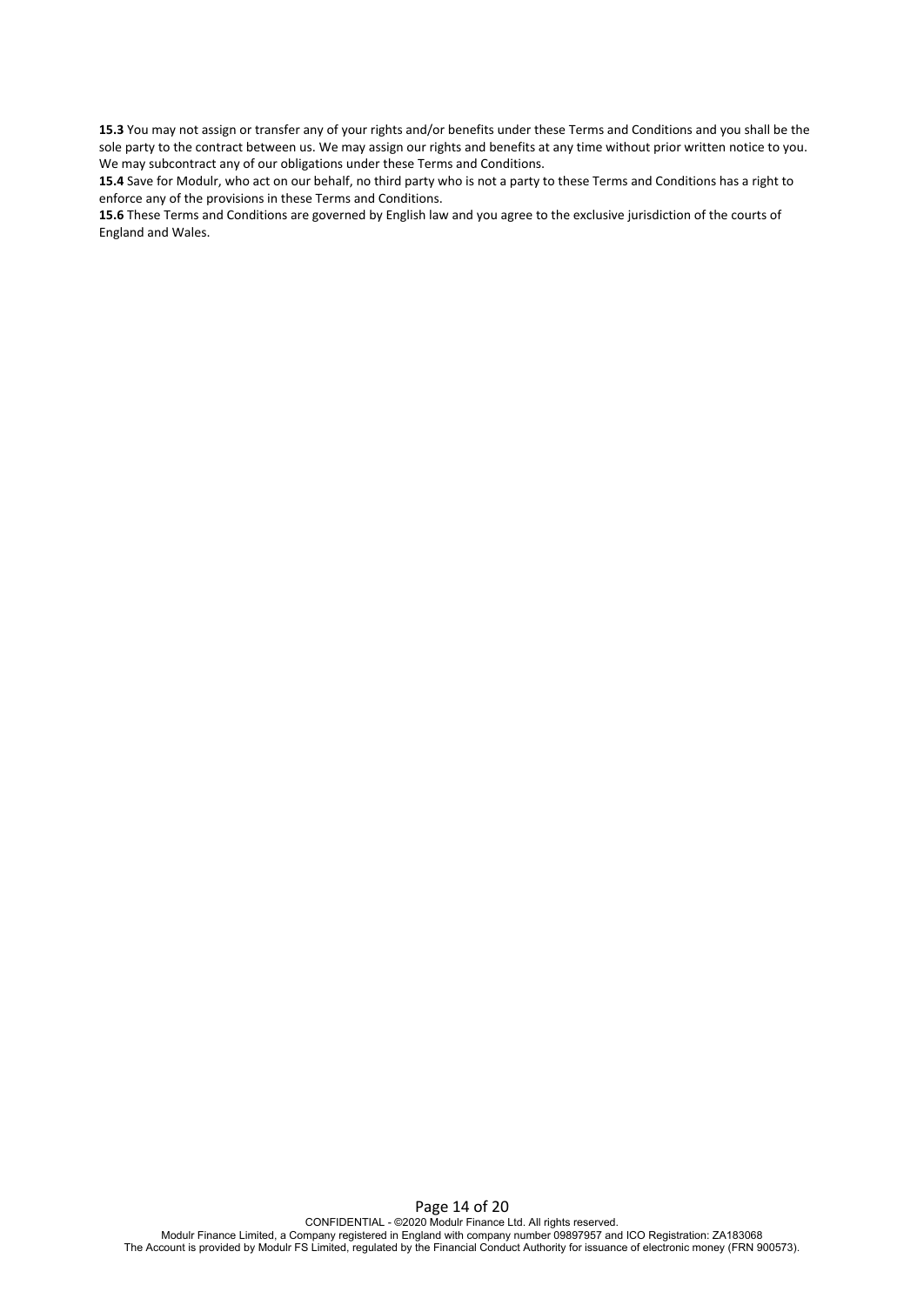**15.3** You may not assign or transfer any of your rights and/or benefits under these Terms and Conditions and you shall be the sole party to the contract between us. We may assign our rights and benefits at any time without prior written notice to you. We may subcontract any of our obligations under these Terms and Conditions.

**15.4** Save for Modulr, who act on our behalf, no third party who is not a party to these Terms and Conditions has a right to enforce any of the provisions in these Terms and Conditions.

**15.6** These Terms and Conditions are governed by English law and you agree to the exclusive jurisdiction of the courts of England and Wales.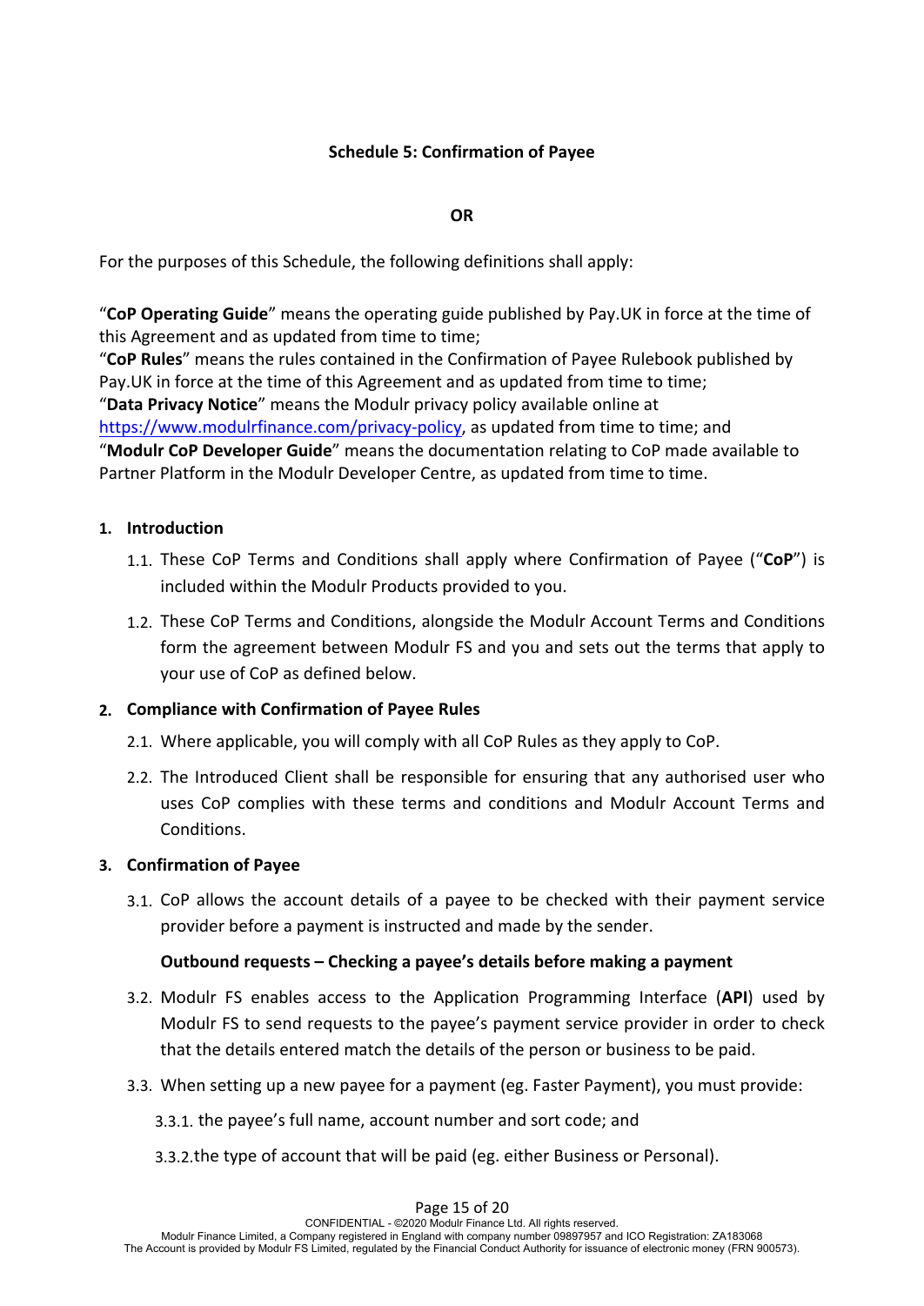## Schedule 5: Confirmation of Payee

**OR**

For the purposes of this Schedule, the following definitions shall apply:

"**CoP Operating Guide**" means the operating guide published by Pay.UK in force at the time of this Agreement and as updated from time to time;
"**CoP Rules**" means the rules contained in the Confirmation of Payee Rulebook published by Pay.UK in force at the time of this Agreement and as updated from time to time;
"**Data Privacy Notice**" means the Modulr privacy policy available online at https://www.modulrfinance.com/privacy-policy, as updated from time to time; and
"**Modulr CoP Developer Guide**" means the documentation relating to CoP made available to Partner Platform in the Modulr Developer Centre, as updated from time to time.

### 1. Introduction

1.1. These CoP Terms and Conditions shall apply where Confirmation of Payee ("**CoP**") is included within the Modulr Products provided to you.

1.2. These CoP Terms and Conditions, alongside the Modulr Account Terms and Conditions form the agreement between Modulr FS and you and sets out the terms that apply to your use of CoP as defined below.

### 2. Compliance with Confirmation of Payee Rules

2.1. Where applicable, you will comply with all CoP Rules as they apply to CoP.

2.2. The Introduced Client shall be responsible for ensuring that any authorised user who uses CoP complies with these terms and conditions and Modulr Account Terms and Conditions.

### 3. Confirmation of Payee

3.1. CoP allows the account details of a payee to be checked with their payment service provider before a payment is instructed and made by the sender.

**Outbound requests – Checking a payee's details before making a payment**

3.2. Modulr FS enables access to the Application Programming Interface (**API**) used by Modulr FS to send requests to the payee's payment service provider in order to check that the details entered match the details of the person or business to be paid.

3.3. When setting up a new payee for a payment (eg. Faster Payment), you must provide:

3.3.1. the payee's full name, account number and sort code; and

3.3.2. the type of account that will be paid (eg. either Business or Personal).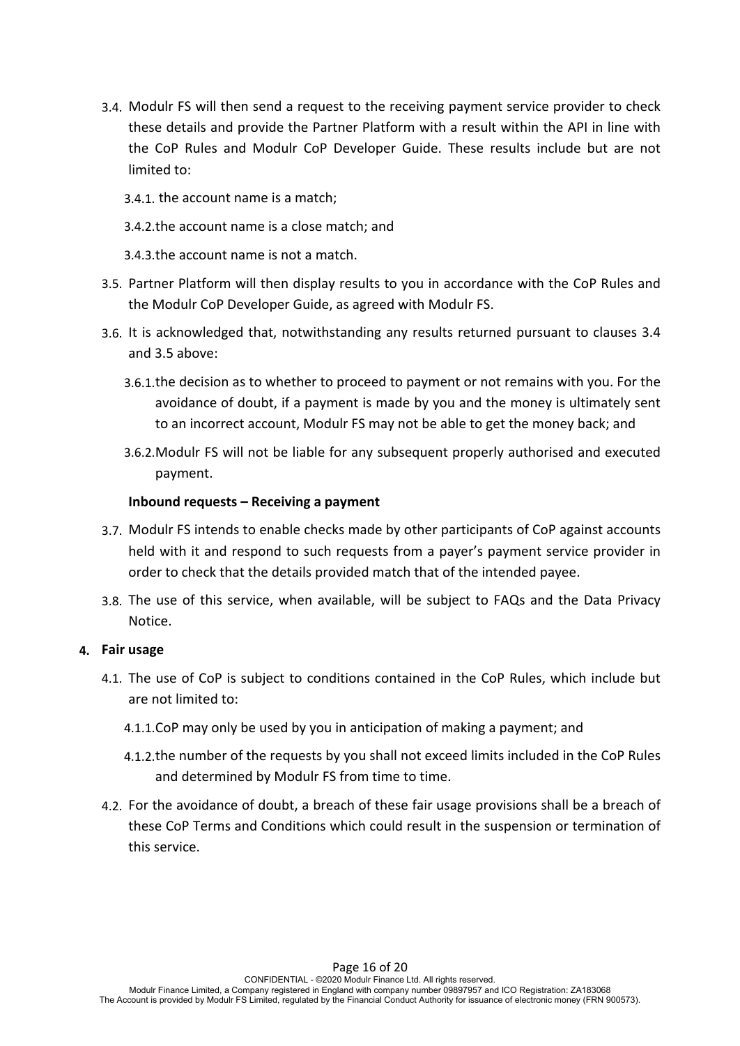3.4. Modulr FS will then send a request to the receiving payment service provider to check these details and provide the Partner Platform with a result within the API in line with the CoP Rules and Modulr CoP Developer Guide. These results include but are not limited to:

  3.4.1. the account name is a match;

  3.4.2. the account name is a close match; and

  3.4.3. the account name is not a match.

3.5. Partner Platform will then display results to you in accordance with the CoP Rules and the Modulr CoP Developer Guide, as agreed with Modulr FS.

3.6. It is acknowledged that, notwithstanding any results returned pursuant to clauses 3.4 and 3.5 above:

  3.6.1. the decision as to whether to proceed to payment or not remains with you. For the avoidance of doubt, if a payment is made by you and the money is ultimately sent to an incorrect account, Modulr FS may not be able to get the money back; and

  3.6.2. Modulr FS will not be liable for any subsequent properly authorised and executed payment.

**Inbound requests – Receiving a payment**

3.7. Modulr FS intends to enable checks made by other participants of CoP against accounts held with it and respond to such requests from a payer's payment service provider in order to check that the details provided match that of the intended payee.

3.8. The use of this service, when available, will be subject to FAQs and the Data Privacy Notice.

**4. Fair usage**

4.1. The use of CoP is subject to conditions contained in the CoP Rules, which include but are not limited to:

  4.1.1. CoP may only be used by you in anticipation of making a payment; and

  4.1.2. the number of the requests by you shall not exceed limits included in the CoP Rules and determined by Modulr FS from time to time.

4.2. For the avoidance of doubt, a breach of these fair usage provisions shall be a breach of these CoP Terms and Conditions which could result in the suspension or termination of this service.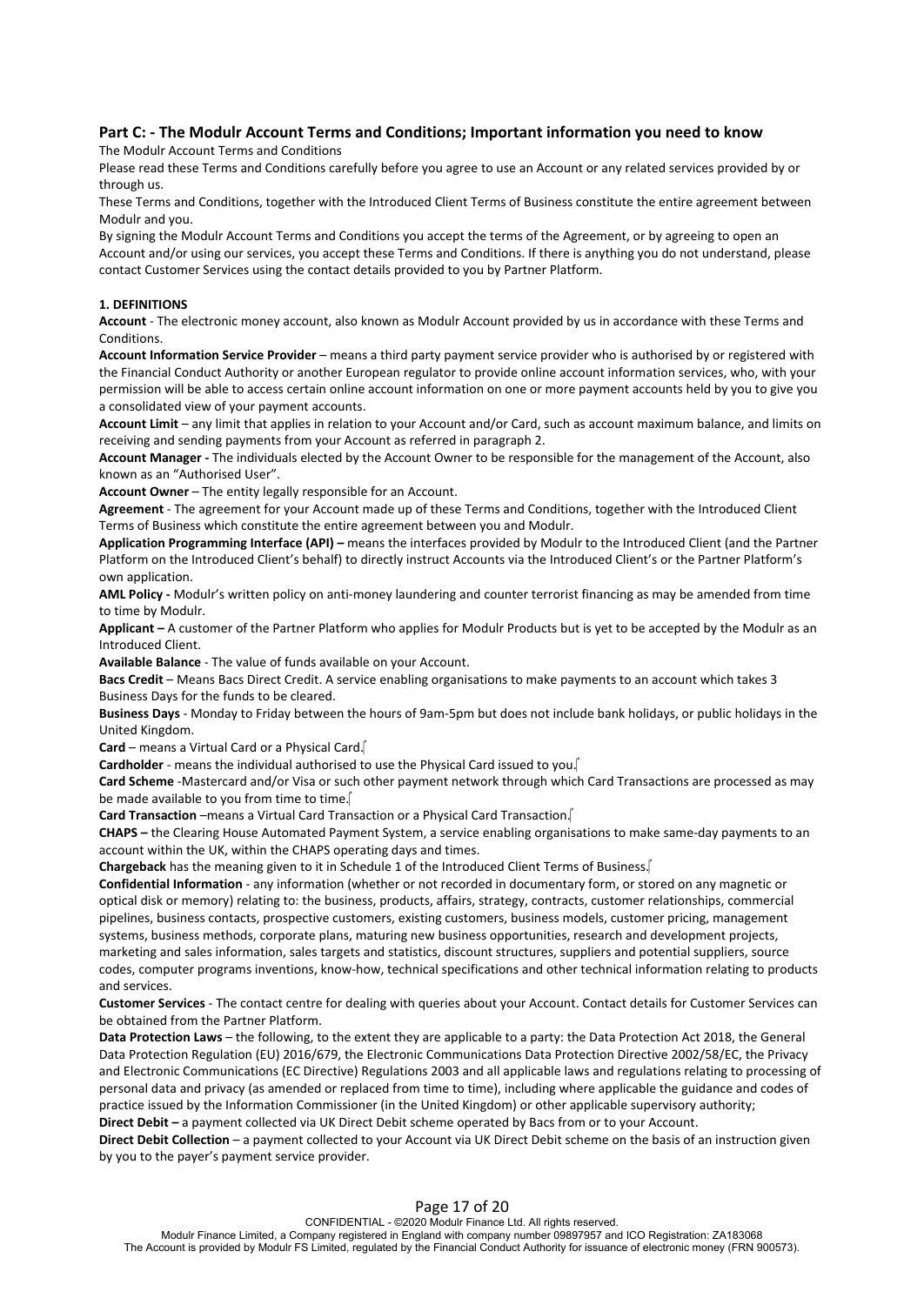## Part C: - The Modulr Account Terms and Conditions; Important information you need to know

The Modulr Account Terms and Conditions

Please read these Terms and Conditions carefully before you agree to use an Account or any related services provided by or through us.

These Terms and Conditions, together with the Introduced Client Terms of Business constitute the entire agreement between Modulr and you.

By signing the Modulr Account Terms and Conditions you accept the terms of the Agreement, or by agreeing to open an Account and/or using our services, you accept these Terms and Conditions. If there is anything you do not understand, please contact Customer Services using the contact details provided to you by Partner Platform.

### 1. DEFINITIONS

**Account** - The electronic money account, also known as Modulr Account provided by us in accordance with these Terms and Conditions.

**Account Information Service Provider** – means a third party payment service provider who is authorised by or registered with the Financial Conduct Authority or another European regulator to provide online account information services, who, with your permission will be able to access certain online account information on one or more payment accounts held by you to give you a consolidated view of your payment accounts.

**Account Limit** – any limit that applies in relation to your Account and/or Card, such as account maximum balance, and limits on receiving and sending payments from your Account as referred in paragraph 2.

**Account Manager -** The individuals elected by the Account Owner to be responsible for the management of the Account, also known as an "Authorised User".

**Account Owner** – The entity legally responsible for an Account.

**Agreement** - The agreement for your Account made up of these Terms and Conditions, together with the Introduced Client Terms of Business which constitute the entire agreement between you and Modulr.

**Application Programming Interface (API) –** means the interfaces provided by Modulr to the Introduced Client (and the Partner Platform on the Introduced Client's behalf) to directly instruct Accounts via the Introduced Client's or the Partner Platform's own application.

**AML Policy -** Modulr's written policy on anti-money laundering and counter terrorist financing as may be amended from time to time by Modulr.

**Applicant –** A customer of the Partner Platform who applies for Modulr Products but is yet to be accepted by the Modulr as an Introduced Client.

**Available Balance** - The value of funds available on your Account.

**Bacs Credit** – Means Bacs Direct Credit. A service enabling organisations to make payments to an account which takes 3 Business Days for the funds to be cleared.

**Business Days** - Monday to Friday between the hours of 9am-5pm but does not include bank holidays, or public holidays in the United Kingdom.

**Card** – means a Virtual Card or a Physical Card.

**Cardholder** - means the individual authorised to use the Physical Card issued to you.

**Card Scheme** -Mastercard and/or Visa or such other payment network through which Card Transactions are processed as may be made available to you from time to time.

**Card Transaction** –means a Virtual Card Transaction or a Physical Card Transaction.

**CHAPS –** the Clearing House Automated Payment System, a service enabling organisations to make same-day payments to an account within the UK, within the CHAPS operating days and times.

**Chargeback** has the meaning given to it in Schedule 1 of the Introduced Client Terms of Business.

**Confidential Information** - any information (whether or not recorded in documentary form, or stored on any magnetic or optical disk or memory) relating to: the business, products, affairs, strategy, contracts, customer relationships, commercial pipelines, business contacts, prospective customers, existing customers, business models, customer pricing, management systems, business methods, corporate plans, maturing new business opportunities, research and development projects, marketing and sales information, sales targets and statistics, discount structures, suppliers and potential suppliers, source codes, computer programs inventions, know-how, technical specifications and other technical information relating to products and services.

**Customer Services** - The contact centre for dealing with queries about your Account. Contact details for Customer Services can be obtained from the Partner Platform.

**Data Protection Laws** – the following, to the extent they are applicable to a party: the Data Protection Act 2018, the General Data Protection Regulation (EU) 2016/679, the Electronic Communications Data Protection Directive 2002/58/EC, the Privacy and Electronic Communications (EC Directive) Regulations 2003 and all applicable laws and regulations relating to processing of personal data and privacy (as amended or replaced from time to time), including where applicable the guidance and codes of practice issued by the Information Commissioner (in the United Kingdom) or other applicable supervisory authority;

**Direct Debit –** a payment collected via UK Direct Debit scheme operated by Bacs from or to your Account.

**Direct Debit Collection** – a payment collected to your Account via UK Direct Debit scheme on the basis of an instruction given by you to the payer's payment service provider.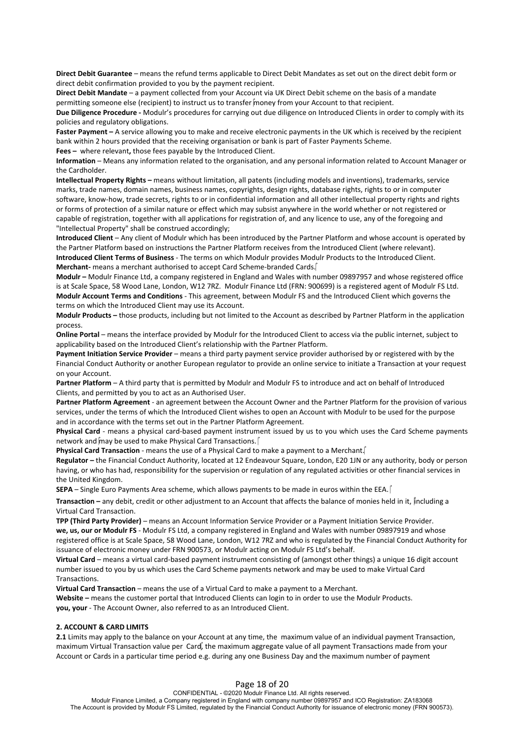**Direct Debit Guarantee** – means the refund terms applicable to Direct Debit Mandates as set out on the direct debit form or direct debit confirmation provided to you by the payment recipient.

**Direct Debit Mandate** – a payment collected from your Account via UK Direct Debit scheme on the basis of a mandate permitting someone else (recipient) to instruct us to transfer money from your Account to that recipient.

**Due Diligence Procedure -** Modulr's procedures for carrying out due diligence on Introduced Clients in order to comply with its policies and regulatory obligations.

**Faster Payment –** A service allowing you to make and receive electronic payments in the UK which is received by the recipient bank within 2 hours provided that the receiving organisation or bank is part of Faster Payments Scheme.

**Fees –** where relevant**,** those fees payable by the Introduced Client.

**Information** – Means any information related to the organisation, and any personal information related to Account Manager or the Cardholder.

**Intellectual Property Rights –** means without limitation, all patents (including models and inventions), trademarks, service marks, trade names, domain names, business names, copyrights, design rights, database rights, rights to or in computer software, know-how, trade secrets, rights to or in confidential information and all other intellectual property rights and rights or forms of protection of a similar nature or effect which may subsist anywhere in the world whether or not registered or capable of registration, together with all applications for registration of, and any licence to use, any of the foregoing and "Intellectual Property" shall be construed accordingly;

**Introduced Client** – Any client of Modulr which has been introduced by the Partner Platform and whose account is operated by the Partner Platform based on instructions the Partner Platform receives from the Introduced Client (where relevant).

**Introduced Client Terms of Business** - The terms on which Modulr provides Modulr Products to the Introduced Client.

**Merchant-** means a merchant authorised to accept Card Scheme-branded Cards.

**Modulr –** Modulr Finance Ltd, a company registered in England and Wales with number 09897957 and whose registered office is at Scale Space, 58 Wood Lane, London, W12 7RZ. Modulr Finance Ltd (FRN: 900699) is a registered agent of Modulr FS Ltd.

**Modulr Account Terms and Conditions** - This agreement, between Modulr FS and the Introduced Client which governs the terms on which the Introduced Client may use its Account.

**Modulr Products –** those products, including but not limited to the Account as described by Partner Platform in the application process.

**Online Portal** – means the interface provided by Modulr for the Introduced Client to access via the public internet, subject to applicability based on the Introduced Client's relationship with the Partner Platform.

**Payment Initiation Service Provider** – means a third party payment service provider authorised by or registered with by the Financial Conduct Authority or another European regulator to provide an online service to initiate a Transaction at your request on your Account.

**Partner Platform** – A third party that is permitted by Modulr and Modulr FS to introduce and act on behalf of Introduced Clients, and permitted by you to act as an Authorised User.

**Partner Platform Agreement** - an agreement between the Account Owner and the Partner Platform for the provision of various services, under the terms of which the Introduced Client wishes to open an Account with Modulr to be used for the purpose and in accordance with the terms set out in the Partner Platform Agreement.

**Physical Card** - means a physical card-based payment instrument issued by us to you which uses the Card Scheme payments network and may be used to make Physical Card Transactions.

**Physical Card Transaction** - means the use of a Physical Card to make a payment to a Merchant.

**Regulator –** the Financial Conduct Authority, located at 12 Endeavour Square, London, E20 1JN or any authority, body or person having, or who has had, responsibility for the supervision or regulation of any regulated activities or other financial services in the United Kingdom.

**SEPA** – Single Euro Payments Area scheme, which allows payments to be made in euros within the EEA.

**Transaction –** any debit, credit or other adjustment to an Account that affects the balance of monies held in it, including a Virtual Card Transaction.

**TPP (Third Party Provider)** – means an Account Information Service Provider or a Payment Initiation Service Provider.

**we, us, our or Modulr FS** - Modulr FS Ltd, a company registered in England and Wales with number 09897919 and whose registered office is at Scale Space, 58 Wood Lane, London, W12 7RZ and who is regulated by the Financial Conduct Authority for issuance of electronic money under FRN 900573, or Modulr acting on Modulr FS Ltd's behalf.

**Virtual Card** – means a virtual card-based payment instrument consisting of (amongst other things) a unique 16 digit account number issued to you by us which uses the Card Scheme payments network and may be used to make Virtual Card Transactions.

**Virtual Card Transaction** – means the use of a Virtual Card to make a payment to a Merchant.

**Website –** means the customer portal that Introduced Clients can login to in order to use the Modulr Products.

**you, your** - The Account Owner, also referred to as an Introduced Client.

**2. ACCOUNT & CARD LIMITS**

**2.1** Limits may apply to the balance on your Account at any time, the maximum value of an individual payment Transaction, maximum Virtual Transaction value per Card, the maximum aggregate value of all payment Transactions made from your Account or Cards in a particular time period e.g. during any one Business Day and the maximum number of payment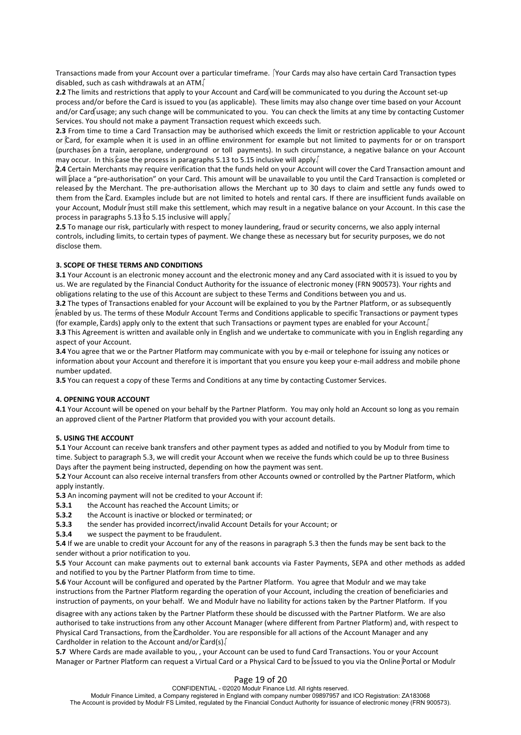Transactions made from your Account over a particular timeframe. Your Cards may also have certain Card Transaction types disabled, such as cash withdrawals at an ATM.

**2.2** The limits and restrictions that apply to your Account and Card will be communicated to you during the Account set-up process and/or before the Card is issued to you (as applicable). These limits may also change over time based on your Account and/or Card usage; any such change will be communicated to you. You can check the limits at any time by contacting Customer Services. You should not make a payment Transaction request which exceeds such.

**2.3** From time to time a Card Transaction may be authorised which exceeds the limit or restriction applicable to your Account or Card, for example when it is used in an offline environment for example but not limited to payments for or on transport (purchases on a train, aeroplane, underground or toll payments). In such circumstance, a negative balance on your Account may occur. In this case the process in paragraphs 5.13 to 5.15 inclusive will apply.

**2.4** Certain Merchants may require verification that the funds held on your Account will cover the Card Transaction amount and will place a "pre-authorisation" on your Card. This amount will be unavailable to you until the Card Transaction is completed or released by the Merchant. The pre-authorisation allows the Merchant up to 30 days to claim and settle any funds owed to them from the Card. Examples include but are not limited to hotels and rental cars. If there are insufficient funds available on your Account, Modulr must still make this settlement, which may result in a negative balance on your Account. In this case the process in paragraphs 5.13 to 5.15 inclusive will apply.

**2.5** To manage our risk, particularly with respect to money laundering, fraud or security concerns, we also apply internal controls, including limits, to certain types of payment. We change these as necessary but for security purposes, we do not disclose them.

**3. SCOPE OF THESE TERMS AND CONDITIONS**

**3.1** Your Account is an electronic money account and the electronic money and any Card associated with it is issued to you by us. We are regulated by the Financial Conduct Authority for the issuance of electronic money (FRN 900573). Your rights and obligations relating to the use of this Account are subject to these Terms and Conditions between you and us.

**3.2** The types of Transactions enabled for your Account will be explained to you by the Partner Platform, or as subsequently enabled by us. The terms of these Modulr Account Terms and Conditions applicable to specific Transactions or payment types (for example, Cards) apply only to the extent that such Transactions or payment types are enabled for your Account.

**3.3** This Agreement is written and available only in English and we undertake to communicate with you in English regarding any aspect of your Account.

**3.4** You agree that we or the Partner Platform may communicate with you by e-mail or telephone for issuing any notices or information about your Account and therefore it is important that you ensure you keep your e-mail address and mobile phone number updated.

**3.5** You can request a copy of these Terms and Conditions at any time by contacting Customer Services.

**4. OPENING YOUR ACCOUNT**

**4.1** Your Account will be opened on your behalf by the Partner Platform. You may only hold an Account so long as you remain an approved client of the Partner Platform that provided you with your account details.

**5. USING THE ACCOUNT**

**5.1** Your Account can receive bank transfers and other payment types as added and notified to you by Modulr from time to time. Subject to paragraph 5.3, we will credit your Account when we receive the funds which could be up to three Business Days after the payment being instructed, depending on how the payment was sent.

**5.2** Your Account can also receive internal transfers from other Accounts owned or controlled by the Partner Platform, which apply instantly.

**5.3** An incoming payment will not be credited to your Account if:

**5.3.1** the Account has reached the Account Limits; or

**5.3.2** the Account is inactive or blocked or terminated; or

**5.3.3** the sender has provided incorrect/invalid Account Details for your Account; or

**5.3.4** we suspect the payment to be fraudulent.

**5.4** If we are unable to credit your Account for any of the reasons in paragraph 5.3 then the funds may be sent back to the sender without a prior notification to you.

**5.5** Your Account can make payments out to external bank accounts via Faster Payments, SEPA and other methods as added and notified to you by the Partner Platform from time to time.

**5.6** Your Account will be configured and operated by the Partner Platform. You agree that Modulr and we may take instructions from the Partner Platform regarding the operation of your Account, including the creation of beneficiaries and instruction of payments, on your behalf. We and Modulr have no liability for actions taken by the Partner Platform. If you disagree with any actions taken by the Partner Platform these should be discussed with the Partner Platform. We are also authorised to take instructions from any other Account Manager (where different from Partner Platform) and, with respect to Physical Card Transactions, from the Cardholder. You are responsible for all actions of the Account Manager and any Cardholder in relation to the Account and/or Card(s).

**5.7** Where Cards are made available to you, , your Account can be used to fund Card Transactions. You or your Account Manager or Partner Platform can request a Virtual Card or a Physical Card to be issued to you via the Online Portal or Modulr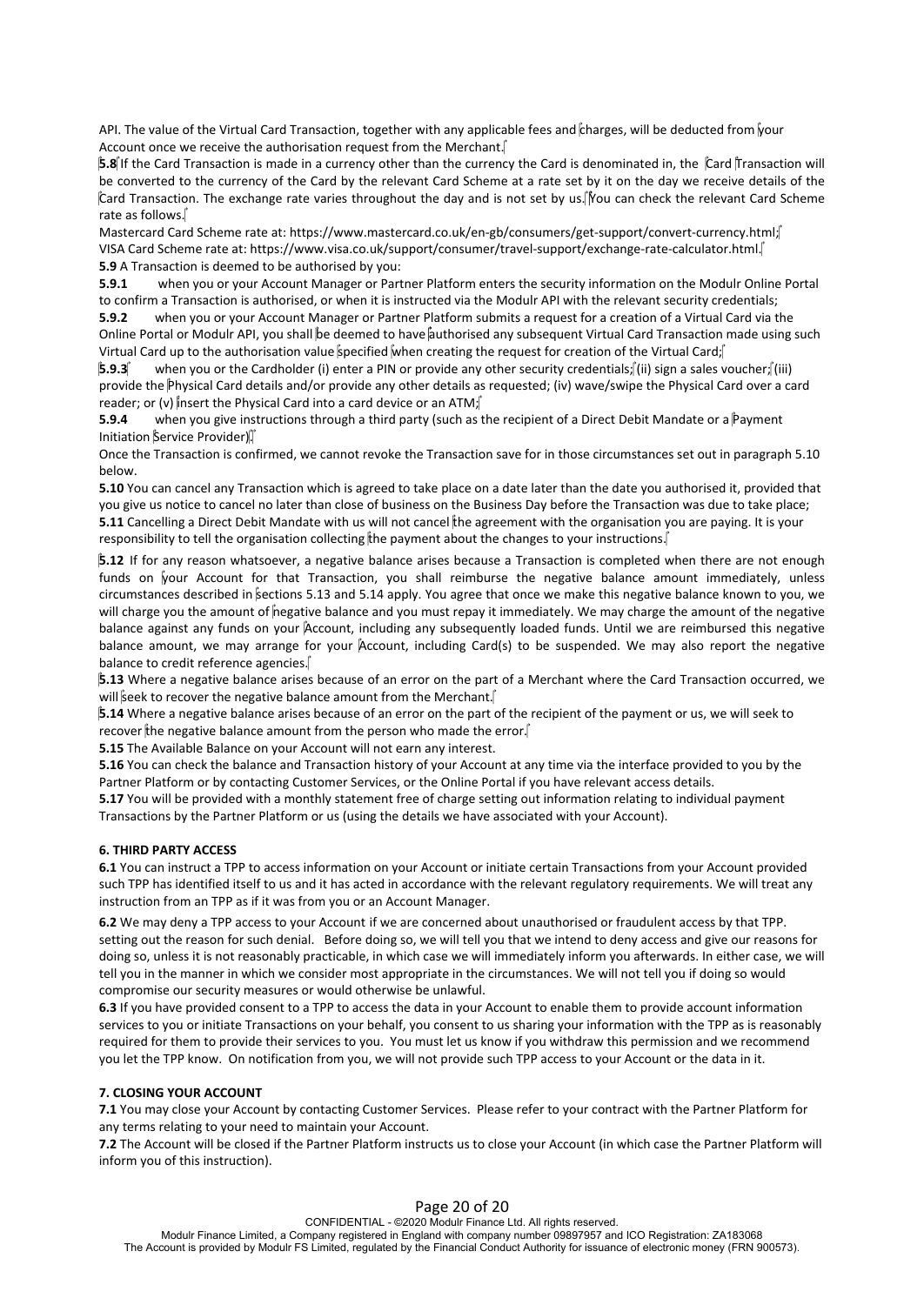API. The value of the Virtual Card Transaction, together with any applicable fees and charges, will be deducted from your Account once we receive the authorisation request from the Merchant.

**5.8** If the Card Transaction is made in a currency other than the currency the Card is denominated in, the Card Transaction will be converted to the currency of the Card by the relevant Card Scheme at a rate set by it on the day we receive details of the Card Transaction. The exchange rate varies throughout the day and is not set by us. You can check the relevant Card Scheme rate as follows.

Mastercard Card Scheme rate at: https://www.mastercard.co.uk/en-gb/consumers/get-support/convert-currency.html;
VISA Card Scheme rate at: https://www.visa.co.uk/support/consumer/travel-support/exchange-rate-calculator.html.

**5.9** A Transaction is deemed to be authorised by you:

**5.9.1** when you or your Account Manager or Partner Platform enters the security information on the Modulr Online Portal to confirm a Transaction is authorised, or when it is instructed via the Modulr API with the relevant security credentials;

**5.9.2** when you or your Account Manager or Partner Platform submits a request for a creation of a Virtual Card via the Online Portal or Modulr API, you shall be deemed to have authorised any subsequent Virtual Card Transaction made using such Virtual Card up to the authorisation value specified when creating the request for creation of the Virtual Card;

**5.9.3** when you or the Cardholder (i) enter a PIN or provide any other security credentials; (ii) sign a sales voucher; (iii) provide the Physical Card details and/or provide any other details as requested; (iv) wave/swipe the Physical Card over a card reader; or (v) insert the Physical Card into a card device or an ATM;

**5.9.4** when you give instructions through a third party (such as the recipient of a Direct Debit Mandate or a Payment Initiation Service Provider).

Once the Transaction is confirmed, we cannot revoke the Transaction save for in those circumstances set out in paragraph 5.10 below.

**5.10** You can cancel any Transaction which is agreed to take place on a date later than the date you authorised it, provided that you give us notice to cancel no later than close of business on the Business Day before the Transaction was due to take place;

**5.11** Cancelling a Direct Debit Mandate with us will not cancel the agreement with the organisation you are paying. It is your responsibility to tell the organisation collecting the payment about the changes to your instructions.

**5.12** If for any reason whatsoever, a negative balance arises because a Transaction is completed when there are not enough funds on your Account for that Transaction, you shall reimburse the negative balance amount immediately, unless circumstances described in sections 5.13 and 5.14 apply. You agree that once we make this negative balance known to you, we will charge you the amount of negative balance and you must repay it immediately. We may charge the amount of the negative balance against any funds on your Account, including any subsequently loaded funds. Until we are reimbursed this negative balance amount, we may arrange for your Account, including Card(s) to be suspended. We may also report the negative balance to credit reference agencies.

**5.13** Where a negative balance arises because of an error on the part of a Merchant where the Card Transaction occurred, we will seek to recover the negative balance amount from the Merchant.

**5.14** Where a negative balance arises because of an error on the part of the recipient of the payment or us, we will seek to recover the negative balance amount from the person who made the error.

**5.15** The Available Balance on your Account will not earn any interest.

**5.16** You can check the balance and Transaction history of your Account at any time via the interface provided to you by the Partner Platform or by contacting Customer Services, or the Online Portal if you have relevant access details.

**5.17** You will be provided with a monthly statement free of charge setting out information relating to individual payment Transactions by the Partner Platform or us (using the details we have associated with your Account).

**6. THIRD PARTY ACCESS**

**6.1** You can instruct a TPP to access information on your Account or initiate certain Transactions from your Account provided such TPP has identified itself to us and it has acted in accordance with the relevant regulatory requirements. We will treat any instruction from an TPP as if it was from you or an Account Manager.

**6.2** We may deny a TPP access to your Account if we are concerned about unauthorised or fraudulent access by that TPP. setting out the reason for such denial. Before doing so, we will tell you that we intend to deny access and give our reasons for doing so, unless it is not reasonably practicable, in which case we will immediately inform you afterwards. In either case, we will tell you in the manner in which we consider most appropriate in the circumstances. We will not tell you if doing so would compromise our security measures or would otherwise be unlawful.

**6.3** If you have provided consent to a TPP to access the data in your Account to enable them to provide account information services to you or initiate Transactions on your behalf, you consent to us sharing your information with the TPP as is reasonably required for them to provide their services to you. You must let us know if you withdraw this permission and we recommend you let the TPP know. On notification from you, we will not provide such TPP access to your Account or the data in it.

**7. CLOSING YOUR ACCOUNT**

**7.1** You may close your Account by contacting Customer Services. Please refer to your contract with the Partner Platform for any terms relating to your need to maintain your Account.

**7.2** The Account will be closed if the Partner Platform instructs us to close your Account (in which case the Partner Platform will inform you of this instruction).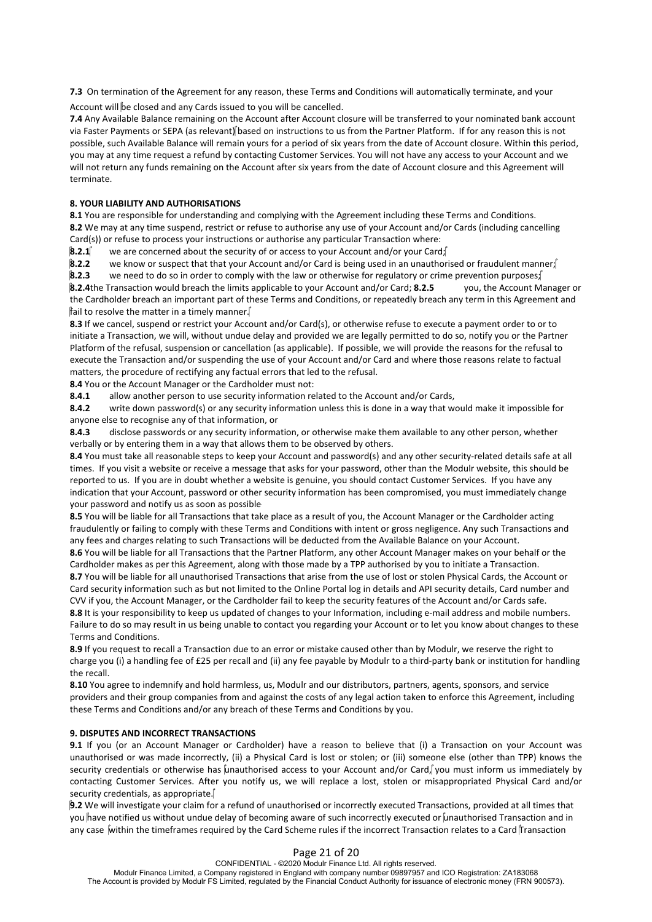**7.3** On termination of the Agreement for any reason, these Terms and Conditions will automatically terminate, and your Account will be closed and any Cards issued to you will be cancelled.

**7.4** Any Available Balance remaining on the Account after Account closure will be transferred to your nominated bank account via Faster Payments or SEPA (as relevant) based on instructions to us from the Partner Platform. If for any reason this is not possible, such Available Balance will remain yours for a period of six years from the date of Account closure. Within this period, you may at any time request a refund by contacting Customer Services. You will not have any access to your Account and we will not return any funds remaining on the Account after six years from the date of Account closure and this Agreement will terminate.

**8. YOUR LIABILITY AND AUTHORISATIONS**

**8.1** You are responsible for understanding and complying with the Agreement including these Terms and Conditions.

**8.2** We may at any time suspend, restrict or refuse to authorise any use of your Account and/or Cards (including cancelling Card(s)) or refuse to process your instructions or authorise any particular Transaction where:

**8.2.1** we are concerned about the security of or access to your Account and/or your Card;

**8.2.2** we know or suspect that that your Account and/or Card is being used in an unauthorised or fraudulent manner;

**8.2.3** we need to do so in order to comply with the law or otherwise for regulatory or crime prevention purposes;

**8.2.4** the Transaction would breach the limits applicable to your Account and/or Card; **8.2.5** you, the Account Manager or the Cardholder breach an important part of these Terms and Conditions, or repeatedly breach any term in this Agreement and fail to resolve the matter in a timely manner.

**8.3** If we cancel, suspend or restrict your Account and/or Card(s), or otherwise refuse to execute a payment order to or to initiate a Transaction, we will, without undue delay and provided we are legally permitted to do so, notify you or the Partner Platform of the refusal, suspension or cancellation (as applicable). If possible, we will provide the reasons for the refusal to execute the Transaction and/or suspending the use of your Account and/or Card and where those reasons relate to factual matters, the procedure of rectifying any factual errors that led to the refusal.

**8.4** You or the Account Manager or the Cardholder must not:

**8.4.1** allow another person to use security information related to the Account and/or Cards,

**8.4.2** write down password(s) or any security information unless this is done in a way that would make it impossible for anyone else to recognise any of that information, or

**8.4.3** disclose passwords or any security information, or otherwise make them available to any other person, whether verbally or by entering them in a way that allows them to be observed by others.

**8.4** You must take all reasonable steps to keep your Account and password(s) and any other security-related details safe at all times. If you visit a website or receive a message that asks for your password, other than the Modulr website, this should be reported to us. If you are in doubt whether a website is genuine, you should contact Customer Services. If you have any indication that your Account, password or other security information has been compromised, you must immediately change your password and notify us as soon as possible.

**8.5** You will be liable for all Transactions that take place as a result of you, the Account Manager or the Cardholder acting fraudulently or failing to comply with these Terms and Conditions with intent or gross negligence. Any such Transactions and any fees and charges relating to such Transactions will be deducted from the Available Balance on your Account.

**8.6** You will be liable for all Transactions that the Partner Platform, any other Account Manager makes on your behalf or the Cardholder makes as per this Agreement, along with those made by a TPP authorised by you to initiate a Transaction.

**8.7** You will be liable for all unauthorised Transactions that arise from the use of lost or stolen Physical Cards, the Account or Card security information such as but not limited to the Online Portal log in details and API security details, Card number and CVV if you, the Account Manager, or the Cardholder fail to keep the security features of the Account and/or Cards safe.

**8.8** It is your responsibility to keep us updated of changes to your Information, including e-mail address and mobile numbers. Failure to do so may result in us being unable to contact you regarding your Account or to let you know about changes to these Terms and Conditions.

**8.9** If you request to recall a Transaction due to an error or mistake caused other than by Modulr, we reserve the right to charge you (i) a handling fee of £25 per recall and (ii) any fee payable by Modulr to a third-party bank or institution for handling the recall.

**8.10** You agree to indemnify and hold harmless, us, Modulr and our distributors, partners, agents, sponsors, and service providers and their group companies from and against the costs of any legal action taken to enforce this Agreement, including these Terms and Conditions and/or any breach of these Terms and Conditions by you.

**9. DISPUTES AND INCORRECT TRANSACTIONS**

**9.1** If you (or an Account Manager or Cardholder) have a reason to believe that (i) a Transaction on your Account was unauthorised or was made incorrectly, (ii) a Physical Card is lost or stolen; or (iii) someone else (other than TPP) knows the security credentials or otherwise has unauthorised access to your Account and/or Card, you must inform us immediately by contacting Customer Services. After you notify us, we will replace a lost, stolen or misappropriated Physical Card and/or security credentials, as appropriate.

**9.2** We will investigate your claim for a refund of unauthorised or incorrectly executed Transactions, provided at all times that you have notified us without undue delay of becoming aware of such incorrectly executed or unauthorised Transaction and in any case within the timeframes required by the Card Scheme rules if the incorrect Transaction relates to a Card Transaction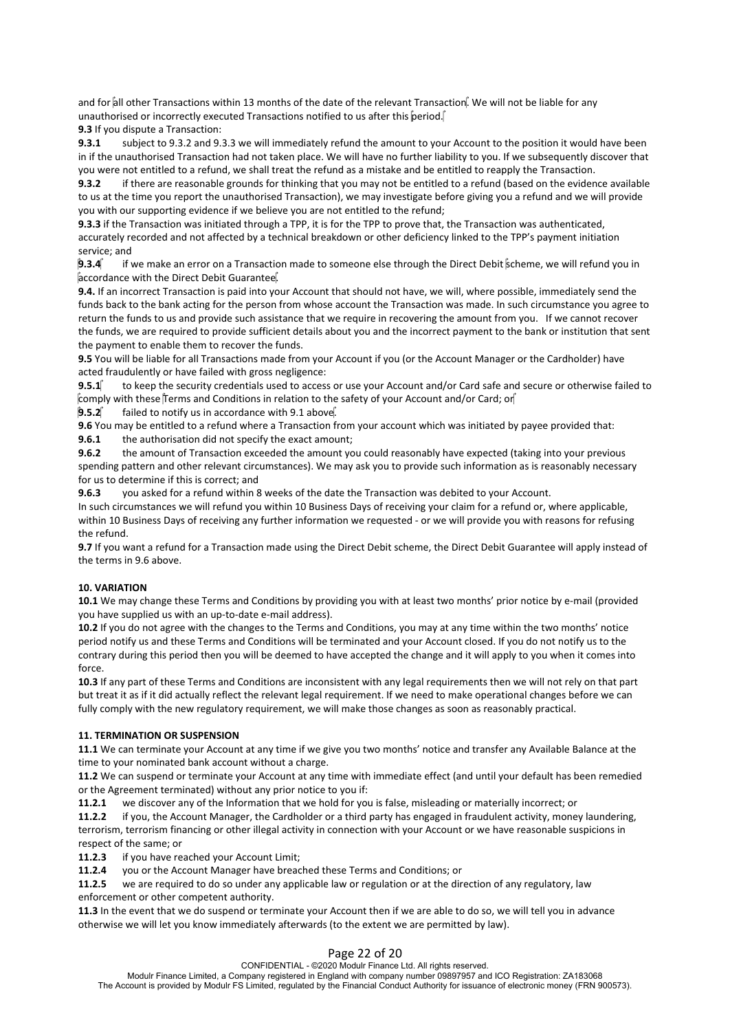and for all other Transactions within 13 months of the date of the relevant Transaction. We will not be liable for any unauthorised or incorrectly executed Transactions notified to us after this period.

**9.3** If you dispute a Transaction:

**9.3.1** subject to 9.3.2 and 9.3.3 we will immediately refund the amount to your Account to the position it would have been in if the unauthorised Transaction had not taken place. We will have no further liability to you. If we subsequently discover that you were not entitled to a refund, we shall treat the refund as a mistake and be entitled to reapply the Transaction.

**9.3.2** if there are reasonable grounds for thinking that you may not be entitled to a refund (based on the evidence available to us at the time you report the unauthorised Transaction), we may investigate before giving you a refund and we will provide you with our supporting evidence if we believe you are not entitled to the refund;

**9.3.3** if the Transaction was initiated through a TPP, it is for the TPP to prove that, the Transaction was authenticated, accurately recorded and not affected by a technical breakdown or other deficiency linked to the TPP's payment initiation service; and

**9.3.4** if we make an error on a Transaction made to someone else through the Direct Debit scheme, we will refund you in accordance with the Direct Debit Guarantee.

**9.4.** If an incorrect Transaction is paid into your Account that should not have, we will, where possible, immediately send the funds back to the bank acting for the person from whose account the Transaction was made. In such circumstance you agree to return the funds to us and provide such assistance that we require in recovering the amount from you. If we cannot recover the funds, we are required to provide sufficient details about you and the incorrect payment to the bank or institution that sent the payment to enable them to recover the funds.

**9.5** You will be liable for all Transactions made from your Account if you (or the Account Manager or the Cardholder) have acted fraudulently or have failed with gross negligence:

**9.5.1** to keep the security credentials used to access or use your Account and/or Card safe and secure or otherwise failed to comply with these Terms and Conditions in relation to the safety of your Account and/or Card; or

**9.5.2** failed to notify us in accordance with 9.1 above.

**9.6** You may be entitled to a refund where a Transaction from your account which was initiated by payee provided that:

**9.6.1** the authorisation did not specify the exact amount;

**9.6.2** the amount of Transaction exceeded the amount you could reasonably have expected (taking into your previous spending pattern and other relevant circumstances). We may ask you to provide such information as is reasonably necessary for us to determine if this is correct; and

**9.6.3** you asked for a refund within 8 weeks of the date the Transaction was debited to your Account.

In such circumstances we will refund you within 10 Business Days of receiving your claim for a refund or, where applicable, within 10 Business Days of receiving any further information we requested - or we will provide you with reasons for refusing the refund.

**9.7** If you want a refund for a Transaction made using the Direct Debit scheme, the Direct Debit Guarantee will apply instead of the terms in 9.6 above.

## 10. VARIATION

**10.1** We may change these Terms and Conditions by providing you with at least two months' prior notice by e-mail (provided you have supplied us with an up-to-date e-mail address).

**10.2** If you do not agree with the changes to the Terms and Conditions, you may at any time within the two months' notice period notify us and these Terms and Conditions will be terminated and your Account closed. If you do not notify us to the contrary during this period then you will be deemed to have accepted the change and it will apply to you when it comes into force.

**10.3** If any part of these Terms and Conditions are inconsistent with any legal requirements then we will not rely on that part but treat it as if it did actually reflect the relevant legal requirement. If we need to make operational changes before we can fully comply with the new regulatory requirement, we will make those changes as soon as reasonably practical.

## 11. TERMINATION OR SUSPENSION

**11.1** We can terminate your Account at any time if we give you two months' notice and transfer any Available Balance at the time to your nominated bank account without a charge.

**11.2** We can suspend or terminate your Account at any time with immediate effect (and until your default has been remedied or the Agreement terminated) without any prior notice to you if:

**11.2.1** we discover any of the Information that we hold for you is false, misleading or materially incorrect; or

**11.2.2** if you, the Account Manager, the Cardholder or a third party has engaged in fraudulent activity, money laundering, terrorism, terrorism financing or other illegal activity in connection with your Account or we have reasonable suspicions in respect of the same; or

**11.2.3** if you have reached your Account Limit;

**11.2.4** you or the Account Manager have breached these Terms and Conditions; or

**11.2.5** we are required to do so under any applicable law or regulation or at the direction of any regulatory, law enforcement or other competent authority.

**11.3** In the event that we do suspend or terminate your Account then if we are able to do so, we will tell you in advance otherwise we will let you know immediately afterwards (to the extent we are permitted by law).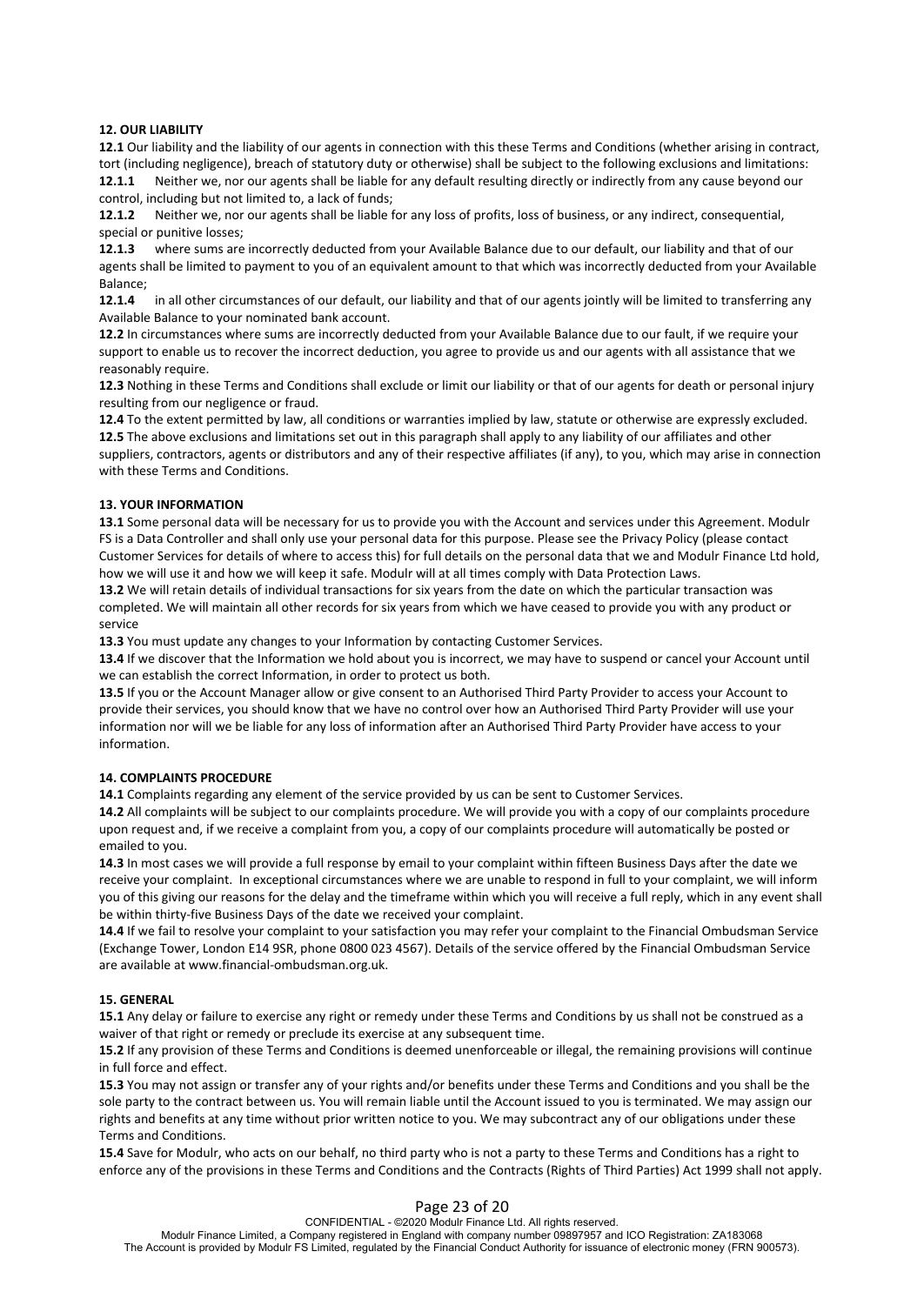## 12. OUR LIABILITY

**12.1** Our liability and the liability of our agents in connection with this these Terms and Conditions (whether arising in contract, tort (including negligence), breach of statutory duty or otherwise) shall be subject to the following exclusions and limitations:

**12.1.1** Neither we, nor our agents shall be liable for any default resulting directly or indirectly from any cause beyond our control, including but not limited to, a lack of funds;

**12.1.2** Neither we, nor our agents shall be liable for any loss of profits, loss of business, or any indirect, consequential, special or punitive losses;

**12.1.3** where sums are incorrectly deducted from your Available Balance due to our default, our liability and that of our agents shall be limited to payment to you of an equivalent amount to that which was incorrectly deducted from your Available Balance;

**12.1.4** in all other circumstances of our default, our liability and that of our agents jointly will be limited to transferring any Available Balance to your nominated bank account.

**12.2** In circumstances where sums are incorrectly deducted from your Available Balance due to our fault, if we require your support to enable us to recover the incorrect deduction, you agree to provide us and our agents with all assistance that we reasonably require.

**12.3** Nothing in these Terms and Conditions shall exclude or limit our liability or that of our agents for death or personal injury resulting from our negligence or fraud.

**12.4** To the extent permitted by law, all conditions or warranties implied by law, statute or otherwise are expressly excluded.

**12.5** The above exclusions and limitations set out in this paragraph shall apply to any liability of our affiliates and other suppliers, contractors, agents or distributors and any of their respective affiliates (if any), to you, which may arise in connection with these Terms and Conditions.

## 13. YOUR INFORMATION

**13.1** Some personal data will be necessary for us to provide you with the Account and services under this Agreement. Modulr FS is a Data Controller and shall only use your personal data for this purpose. Please see the Privacy Policy (please contact Customer Services for details of where to access this) for full details on the personal data that we and Modulr Finance Ltd hold, how we will use it and how we will keep it safe. Modulr will at all times comply with Data Protection Laws.

**13.2** We will retain details of individual transactions for six years from the date on which the particular transaction was completed. We will maintain all other records for six years from which we have ceased to provide you with any product or service

**13.3** You must update any changes to your Information by contacting Customer Services.

**13.4** If we discover that the Information we hold about you is incorrect, we may have to suspend or cancel your Account until we can establish the correct Information, in order to protect us both.

**13.5** If you or the Account Manager allow or give consent to an Authorised Third Party Provider to access your Account to provide their services, you should know that we have no control over how an Authorised Third Party Provider will use your information nor will we be liable for any loss of information after an Authorised Third Party Provider have access to your information.

## 14. COMPLAINTS PROCEDURE

**14.1** Complaints regarding any element of the service provided by us can be sent to Customer Services.

**14.2** All complaints will be subject to our complaints procedure. We will provide you with a copy of our complaints procedure upon request and, if we receive a complaint from you, a copy of our complaints procedure will automatically be posted or emailed to you.

**14.3** In most cases we will provide a full response by email to your complaint within fifteen Business Days after the date we receive your complaint. In exceptional circumstances where we are unable to respond in full to your complaint, we will inform you of this giving our reasons for the delay and the timeframe within which you will receive a full reply, which in any event shall be within thirty-five Business Days of the date we received your complaint.

**14.4** If we fail to resolve your complaint to your satisfaction you may refer your complaint to the Financial Ombudsman Service (Exchange Tower, London E14 9SR, phone 0800 023 4567). Details of the service offered by the Financial Ombudsman Service are available at www.financial-ombudsman.org.uk.

## 15. GENERAL

**15.1** Any delay or failure to exercise any right or remedy under these Terms and Conditions by us shall not be construed as a waiver of that right or remedy or preclude its exercise at any subsequent time.

**15.2** If any provision of these Terms and Conditions is deemed unenforceable or illegal, the remaining provisions will continue in full force and effect.

**15.3** You may not assign or transfer any of your rights and/or benefits under these Terms and Conditions and you shall be the sole party to the contract between us. You will remain liable until the Account issued to you is terminated. We may assign our rights and benefits at any time without prior written notice to you. We may subcontract any of our obligations under these Terms and Conditions.

**15.4** Save for Modulr, who acts on our behalf, no third party who is not a party to these Terms and Conditions has a right to enforce any of the provisions in these Terms and Conditions and the Contracts (Rights of Third Parties) Act 1999 shall not apply.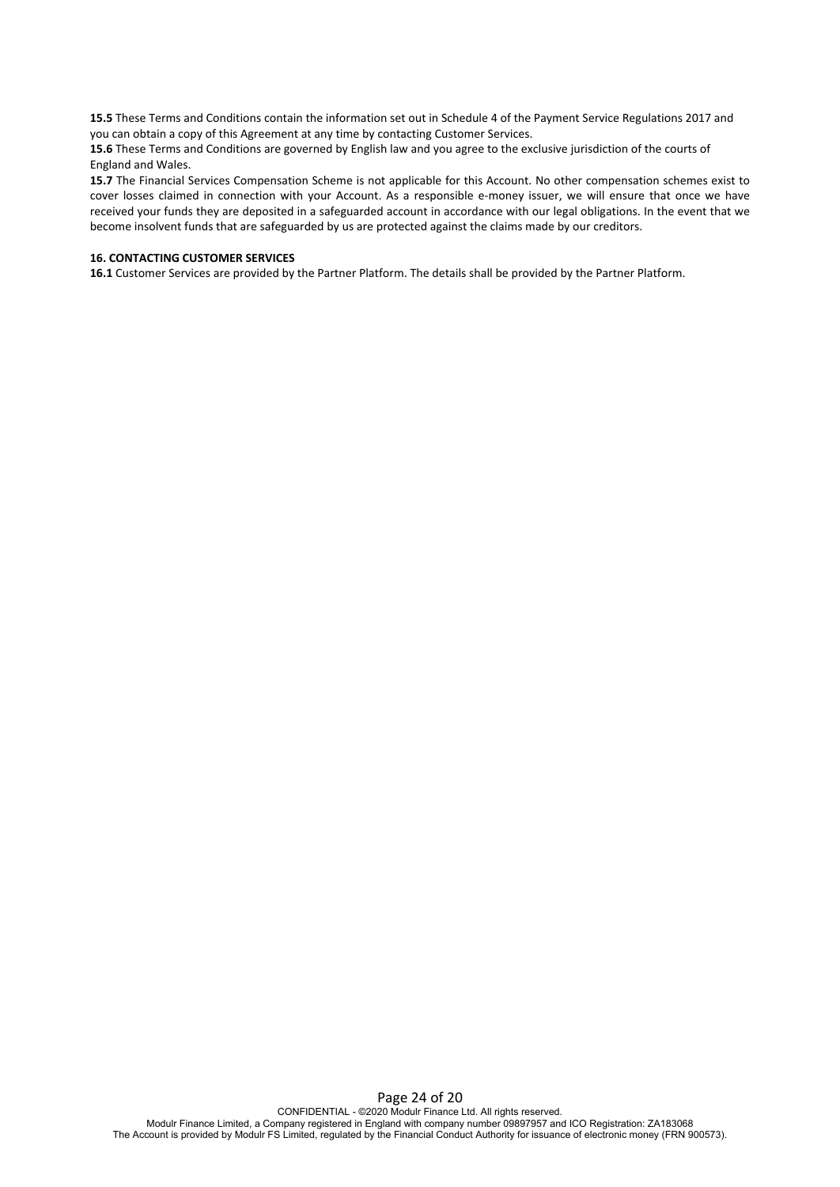**15.5** These Terms and Conditions contain the information set out in Schedule 4 of the Payment Service Regulations 2017 and you can obtain a copy of this Agreement at any time by contacting Customer Services.

**15.6** These Terms and Conditions are governed by English law and you agree to the exclusive jurisdiction of the courts of England and Wales.

**15.7** The Financial Services Compensation Scheme is not applicable for this Account. No other compensation schemes exist to cover losses claimed in connection with your Account. As a responsible e-money issuer, we will ensure that once we have received your funds they are deposited in a safeguarded account in accordance with our legal obligations. In the event that we become insolvent funds that are safeguarded by us are protected against the claims made by our creditors.

**16. CONTACTING CUSTOMER SERVICES**

**16.1** Customer Services are provided by the Partner Platform. The details shall be provided by the Partner Platform.